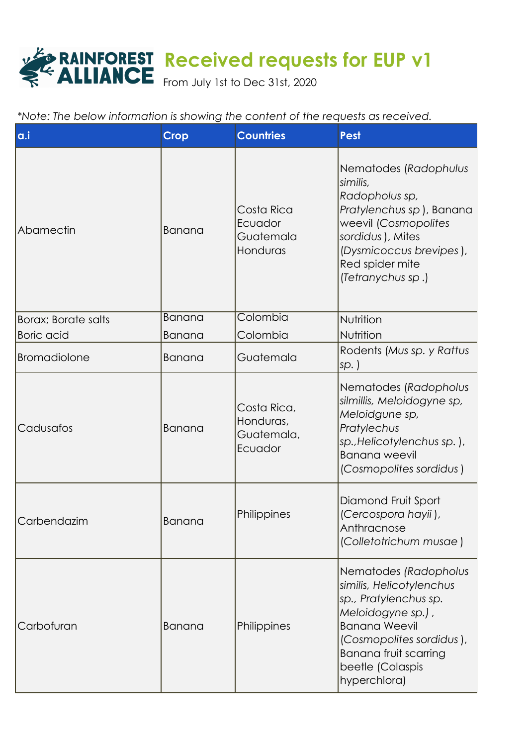# Received requests for EUP v1

From July 1st to Dec 31st, 2020

*\*Note: The below information is showing the content of the requests as received.*

| a.i | Crop | Countries | Pest |
|---|---|---|---|
| Abamectin | Banana | Costa Rica Ecuador Guatemala Honduras | Nematodes (*Radophulus similis, Radopholus sp, Pratylenchus sp*), Banana weevil (*Cosmopolites sordidus*), Mites (*Dysmicoccus brevipes*), Red spider mite (*Tetranychus sp*.) |
| Borax; Borate salts | Banana | Colombia | Nutrition |
| Boric acid | Banana | Colombia | Nutrition |
| Bromadiolone | Banana | Guatemala | Rodents (*Mus sp. y Rattus sp.*) |
| Cadusafos | Banana | Costa Rica, Honduras, Guatemala, Ecuador | Nematodes (*Radopholus silmillis, Meloidogyne sp, Meloidgune sp, Pratylechus sp.,Helicotylenchus sp.*), Banana weevil (*Cosmopolites sordidus*) |
| Carbendazim | Banana | Philippines | Diamond Fruit Sport (*Cercospora hayii*), Anthracnose (*Colletotrichum musae*) |
| Carbofuran | Banana | Philippines | Nematodes (*Radopholus similis, Helicotylenchus sp., Pratylenchus sp. Meloidogyne sp.*), Banana Weevil (*Cosmopolites sordidus*), Banana fruit scarring beetle (Colaspis hyperchlora) |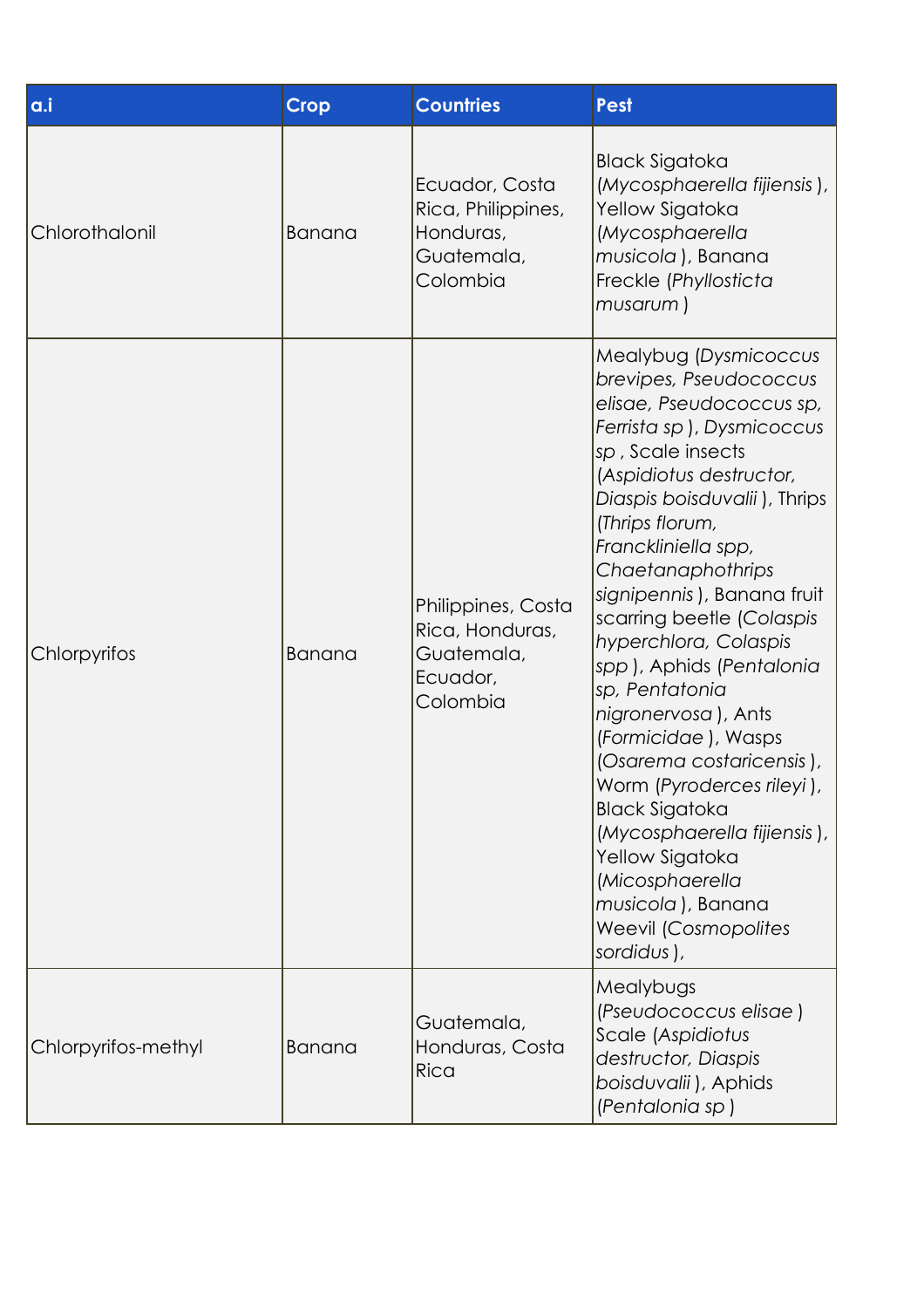| a.i | Crop | Countries | Pest |
|---|---|---|---|
| Chlorothalonil | Banana | Ecuador, Costa Rica, Philippines, Honduras, Guatemala, Colombia | Black Sigatoka (*Mycosphaerella fijiensis* ), Yellow Sigatoka (*Mycosphaerella musicola* ), Banana Freckle (*Phyllosticta musarum* ) |
| Chlorpyrifos | Banana | Philippines, Costa Rica, Honduras, Guatemala, Ecuador, Colombia | Mealybug (*Dysmicoccus brevipes, Pseudococcus elisae, Pseudococcus sp, Ferrista sp* ), *Dysmicoccus sp* , Scale insects (*Aspidiotus destructor, Diaspis boisduvalii* ), Thrips (*Thrips florum, Francklíniella spp, Chaetanaphothrips signipennis* ), Banana fruit scarring beetle (*Colaspis hyperchlora, Colaspis spp* ), Aphids (*Pentalonia sp, Pentatonia nigronervosa* ), Ants (*Formicidae* ), Wasps (*Osarema costaricensis* ), Worm (*Pyroderces rileyi* ), Black Sigatoka (*Mycosphaerella fijiensis* ), Yellow Sigatoka (*Micosphaerella musicola* ), Banana Weevil (*Cosmopolites sordidus* ), |
| Chlorpyrifos-methyl | Banana | Guatemala, Honduras, Costa Rica | Mealybugs (*Pseudococcus elisae* ) Scale (*Aspidiotus destructor, Diaspis boisduvalii* ), Aphids (*Pentalonia sp* ) |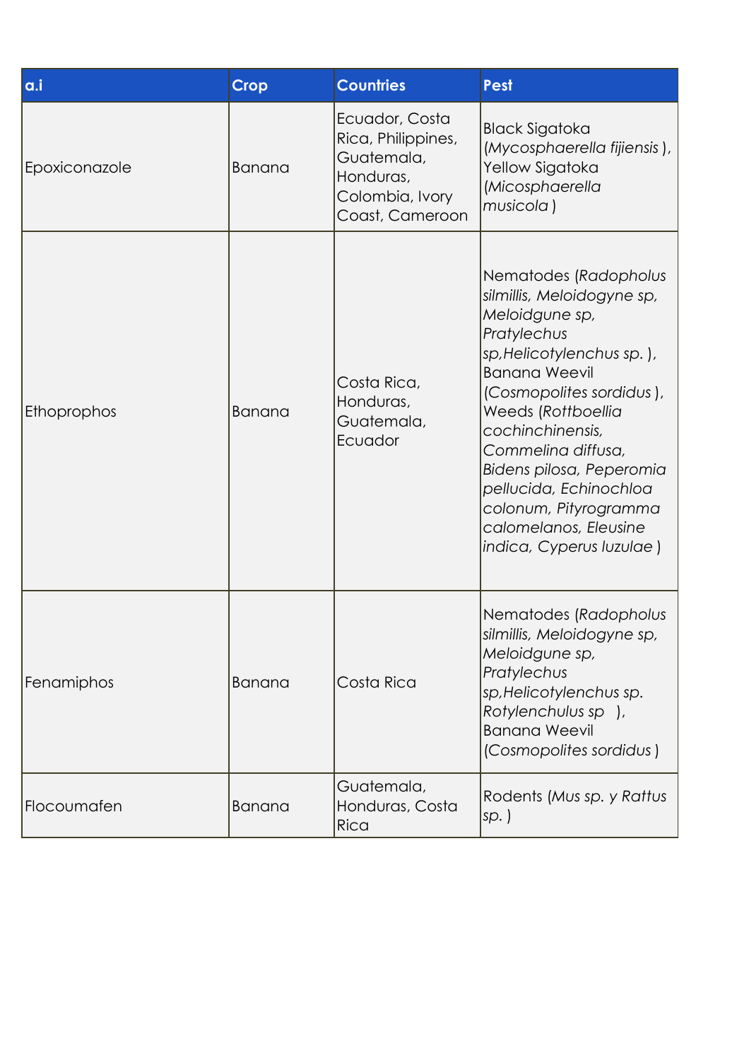| a.i | Crop | Countries | Pest |
|---|---|---|---|
| Epoxiconazole | Banana | Ecuador, Costa Rica, Philippines, Guatemala, Honduras, Colombia, Ivory Coast, Cameroon | Black Sigatoka (*Mycosphaerella fijiensis* ), Yellow Sigatoka (*Micosphaerella musicola* ) |
| Ethoprophos | Banana | Costa Rica, Honduras, Guatemala, Ecuador | Nematodes (*Radopholus silmillis, Meloidogyne sp, Meloidgune sp, Pratylechus sp,Helicotylenchus sp.* ), Banana Weevil (*Cosmopolites sordidus* ), Weeds (*Rottboellia cochinchinensis, Commelina diffusa, Bidens pilosa, Peperomia pellucida, Echinochloa colonum, Pityrogramma calomelanos, Eleusine indica, Cyperus luzulae* ) |
| Fenamiphos | Banana | Costa Rica | Nematodes (*Radopholus silmillis, Meloidogyne sp, Meloidgune sp, Pratylechus sp,Helicotylenchus sp. Rotylenchulus sp* ), Banana Weevil (*Cosmopolites sordidus* ) |
| Flocoumafen | Banana | Guatemala, Honduras, Costa Rica | Rodents (*Mus sp. y Rattus sp.* ) |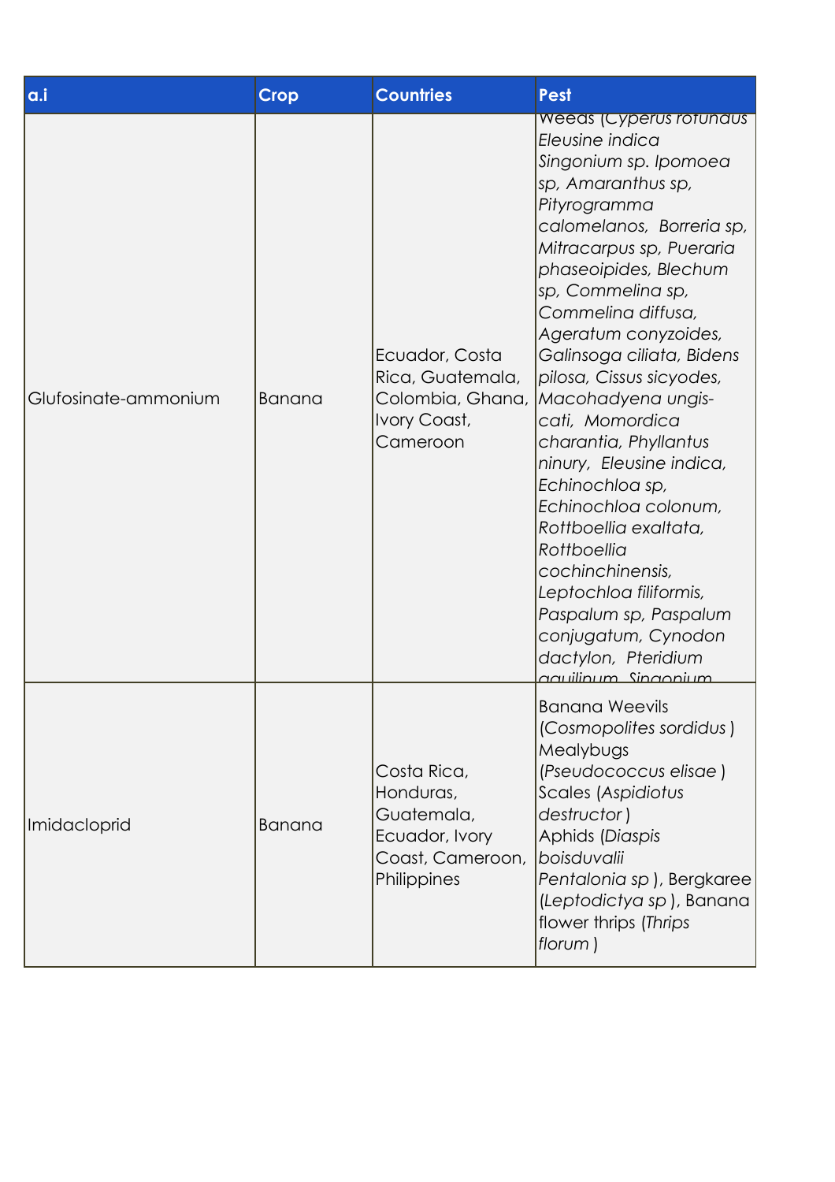| a.i | Crop | Countries | Pest |
| --- | --- | --- | --- |
| Glufosinate-ammonium | Banana | Ecuador, Costa Rica, Guatemala, Colombia, Ghana, Ivory Coast, Cameroon | Weeds (*Cyperus rotundus Eleusine indica Singonium sp. Ipomoea sp, Amaranthus sp, Pityrogramma calomelanos, Borreria sp, Mitracarpus sp, Pueraria phaseoipides, Blechum sp, Commelina sp, Commelina diffusa, Ageratum conyzoides, Galinsoga ciliata, Bidens pilosa, Cissus sicyodes, Macohadyena ungis-cati, Momordica charantia, Phyllantus ninury, Eleusine indica, Echinochloa sp, Echinochloa colonum, Rottboellia exaltata, Rottboellia cochinchinensis, Leptochloa filiformis, Paspalum sp, Paspalum conjugatum, Cynodon dactylon, Pteridium aquilinum, Singonium* |
| Imidacloprid | Banana | Costa Rica, Honduras, Guatemala, Ecuador, Ivory Coast, Cameroon, Philippines | Banana Weevils (*Cosmopolites sordidus* ) Mealybugs (*Pseudococcus elisae* ) Scales (*Aspidiotus destructor* ) Aphids (*Diaspis boisduvalii Pentalonia sp* ), Bergkaree (*Leptodictya sp* ), Banana flower thrips (*Thrips florum* ) |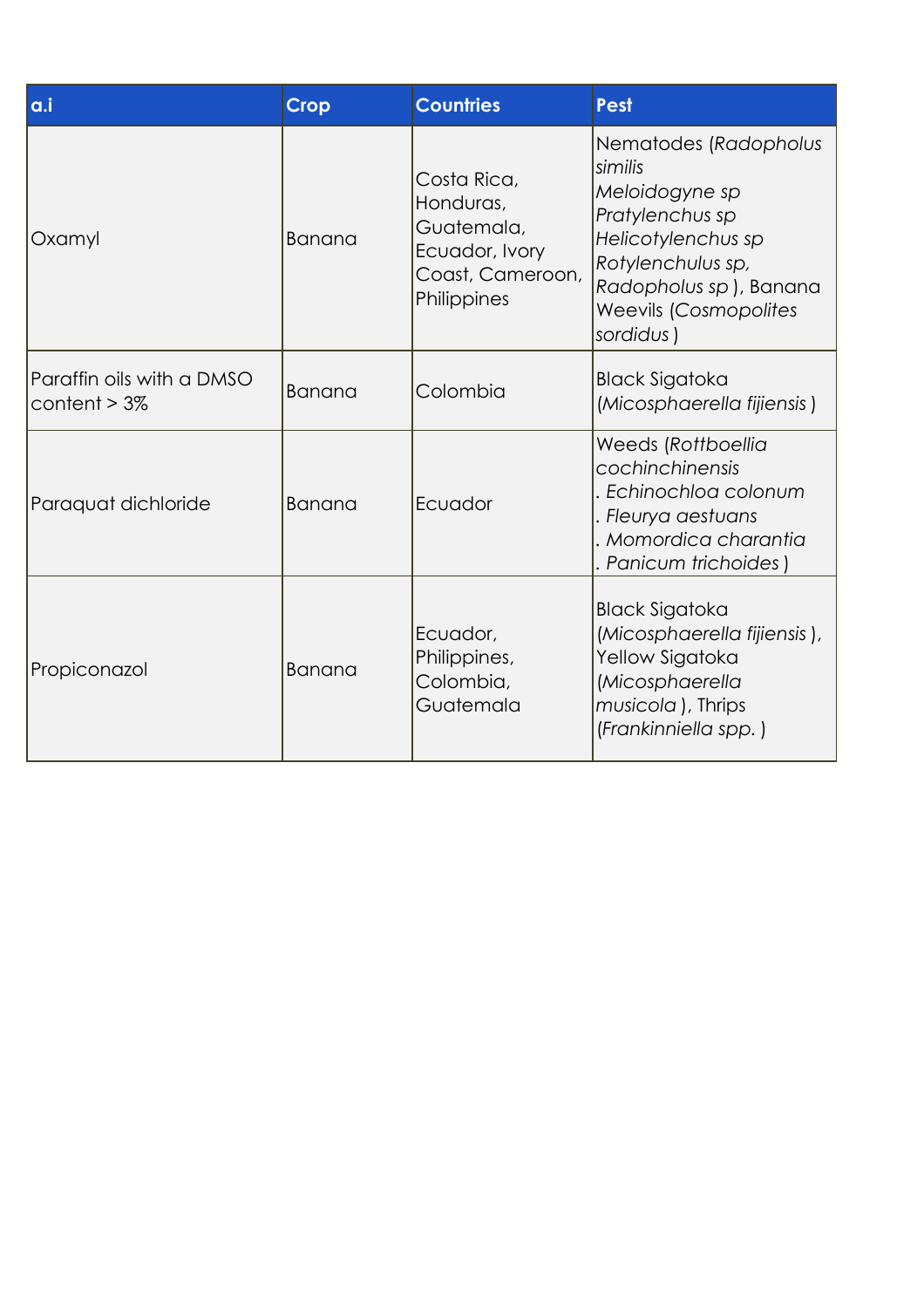| a.i | Crop | Countries | Pest |
|---|---|---|---|
| Oxamyl | Banana | Costa Rica, Honduras, Guatemala, Ecuador, Ivory Coast, Cameroon, Philippines | Nematodes (*Radopholus similis Meloidogyne sp Pratylenchus sp Helicotylenchus sp Rotylenchulus sp, Radopholus sp* ), Banana Weevils (*Cosmopolites sordidus* ) |
| Paraffin oils with a DMSO content > 3% | Banana | Colombia | Black Sigatoka (*Micosphaerella fijiensis* ) |
| Paraquat dichloride | Banana | Ecuador | Weeds (*Rottboellia cochinchinensis* . *Echinochloa colonum* . *Fleurya aestuans* . *Momordica charantia* . *Panicum trichoides* ) |
| Propiconazol | Banana | Ecuador, Philippines, Colombia, Guatemala | Black Sigatoka (*Micosphaerella fijiensis* ), Yellow Sigatoka (*Micosphaerella musicola* ), Thrips (*Frankinniella spp.* ) |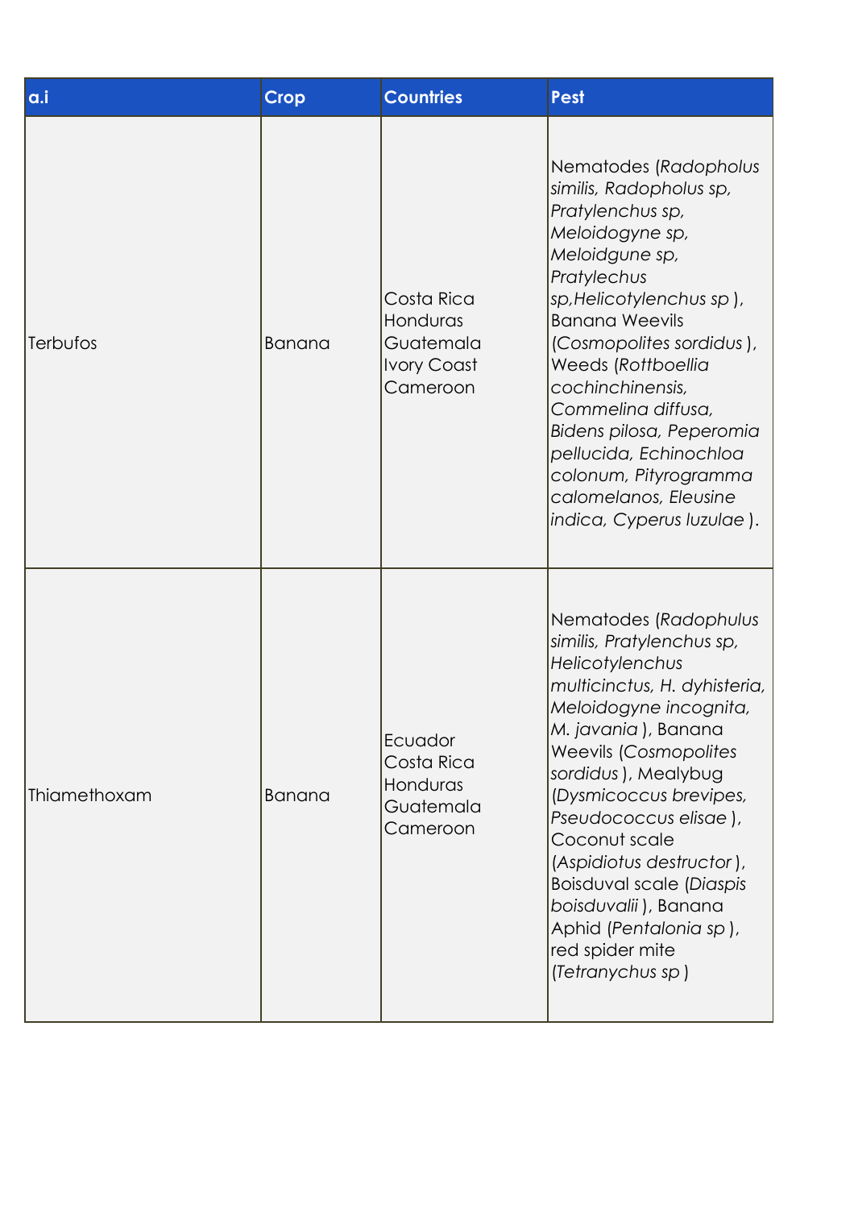| a.i | Crop | Countries | Pest |
|---|---|---|---|
| Terbufos | Banana | Costa Rica Honduras Guatemala Ivory Coast Cameroon | Nematodes (*Radopholus similis, Radopholus sp, Pratylenchus sp, Meloidogyne sp, Meloidgune sp, Pratylechus sp,Helicotylenchus sp* ), Banana Weevils (*Cosmopolites sordidus* ), Weeds (*Rottboellia cochinchinensis, Commelina diffusa, Bidens pilosa, Peperomia pellucida, Echinochloa colonum, Pityrogramma calomelanos, Eleusine indica, Cyperus luzulae* ). |
| Thiamethoxam | Banana | Ecuador Costa Rica Honduras Guatemala Cameroon | Nematodes (*Radophulus similis, Pratylenchus sp, Helicotylenchus multicinctus, H. dyhisteria, Meloidogyne incognita, M. javania* ), Banana Weevils (*Cosmopolites sordidus* ), Mealybug (*Dysmicoccus brevipes, Pseudococcus elisae* ), Coconut scale (*Aspidiotus destructor* ), Boisduval scale (*Diaspis boisduvalii* ), Banana Aphid (*Pentalonia sp* ), red spider mite (*Tetranychus sp* ) |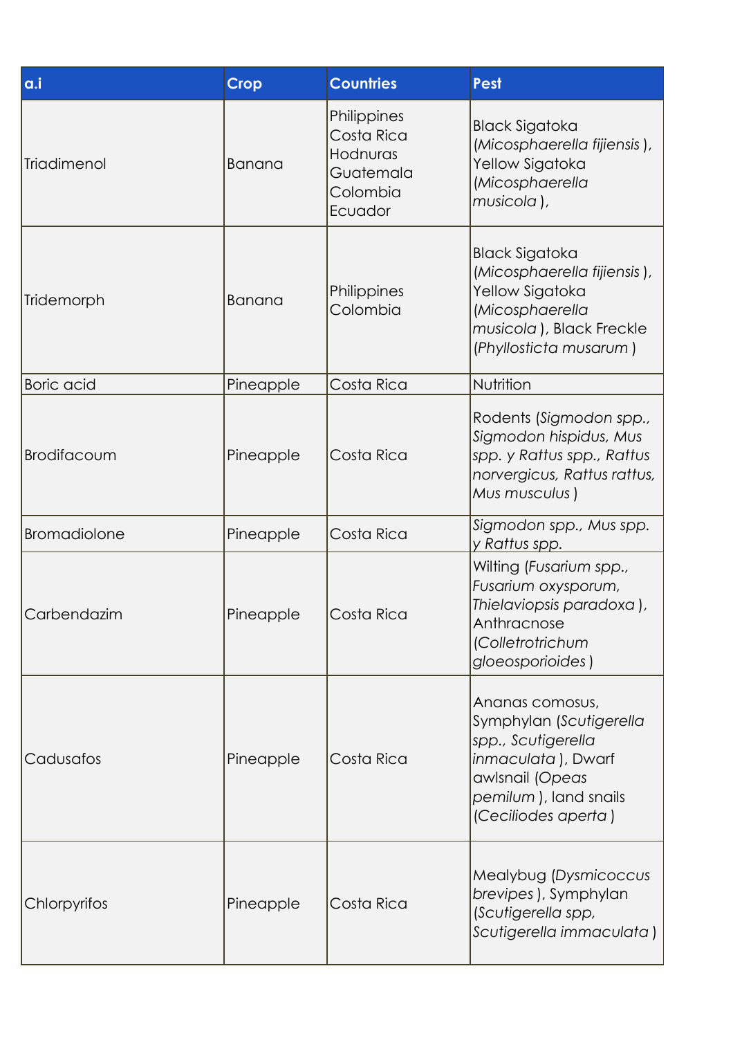| a.i | Crop | Countries | Pest |
| --- | --- | --- | --- |
| Triadimenol | Banana | Philippines<br>Costa Rica<br>Hodnuras<br>Guatemala<br>Colombia<br>Ecuador | Black Sigatoka (*Micosphaerella fijiensis* ), Yellow Sigatoka (*Micosphaerella musicola* ), |
| Tridemorph | Banana | Philippines<br>Colombia | Black Sigatoka (*Micosphaerella fijiensis* ), Yellow Sigatoka (*Micosphaerella musicola* ), Black Freckle (*Phyllosticta musarum* ) |
| Boric acid | Pineapple | Costa Rica | Nutrition |
| Brodifacoum | Pineapple | Costa Rica | Rodents (*Sigmodon spp., Sigmodon hispidus, Mus spp. y Rattus spp., Rattus norvergicus, Rattus rattus, Mus musculus* ) |
| Bromadiolone | Pineapple | Costa Rica | *Sigmodon spp., Mus spp. y Rattus spp.* |
| Carbendazim | Pineapple | Costa Rica | Wilting (*Fusarium spp., Fusarium oxysporum, Thielaviopsis paradoxa* ), Anthracnose (*Colletotrichum gloeosporioides* ) |
| Cadusafos | Pineapple | Costa Rica | Ananas comosus, Symphylan (*Scutigerella spp., Scutigerella inmaculata* ), Dwarf awlsnail (*Opeas pemilum* ), land snails (*Ceciliodes aperta* ) |
| Chlorpyrifos | Pineapple | Costa Rica | Mealybug (*Dysmicoccus brevipes* ), Symphylan (*Scutigerella spp, Scutigerella immaculata* ) |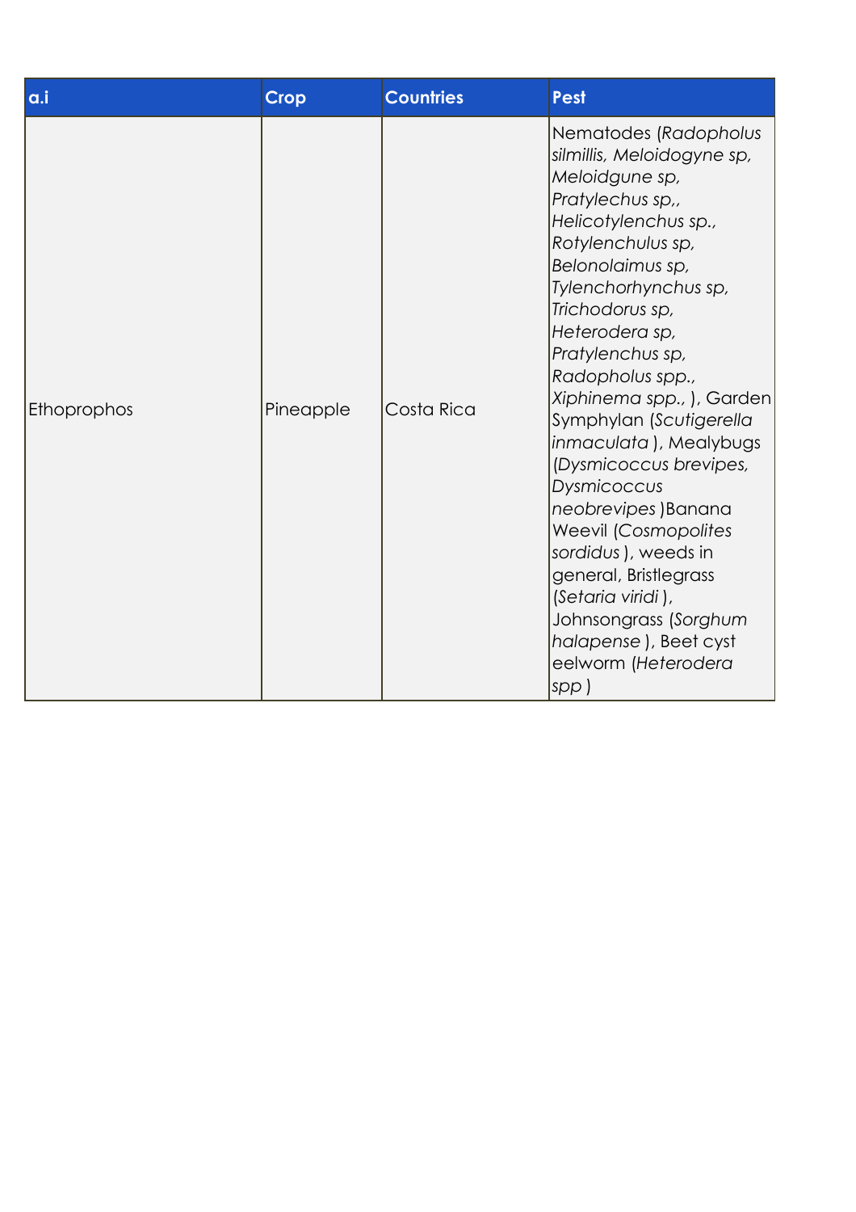| a.i | Crop | Countries | Pest |
|---|---|---|---|
| Ethoprophos | Pineapple | Costa Rica | Nematodes (*Radopholus silmillis, Meloidogyne sp, Meloidgune sp, Pratylechus sp,, Helicotylenchus sp., Rotylenchulus sp, Belonolaimus sp, Tylenchorhynchus sp, Trichodorus sp, Heterodera sp, Pratylenchus sp, Radopholus spp., Xiphinema spp.,* ), Garden Symphylan (*Scutigerella inmaculata* ), Mealybugs (*Dysmicoccus brevipes, Dysmicoccus neobrevipes* )Banana Weevil (*Cosmopolites sordidus* ), weeds in general, Bristlegrass (*Setaria viridi* ), Johnsongrass (*Sorghum halapense* ), Beet cyst eelworm (*Heterodera spp* ) |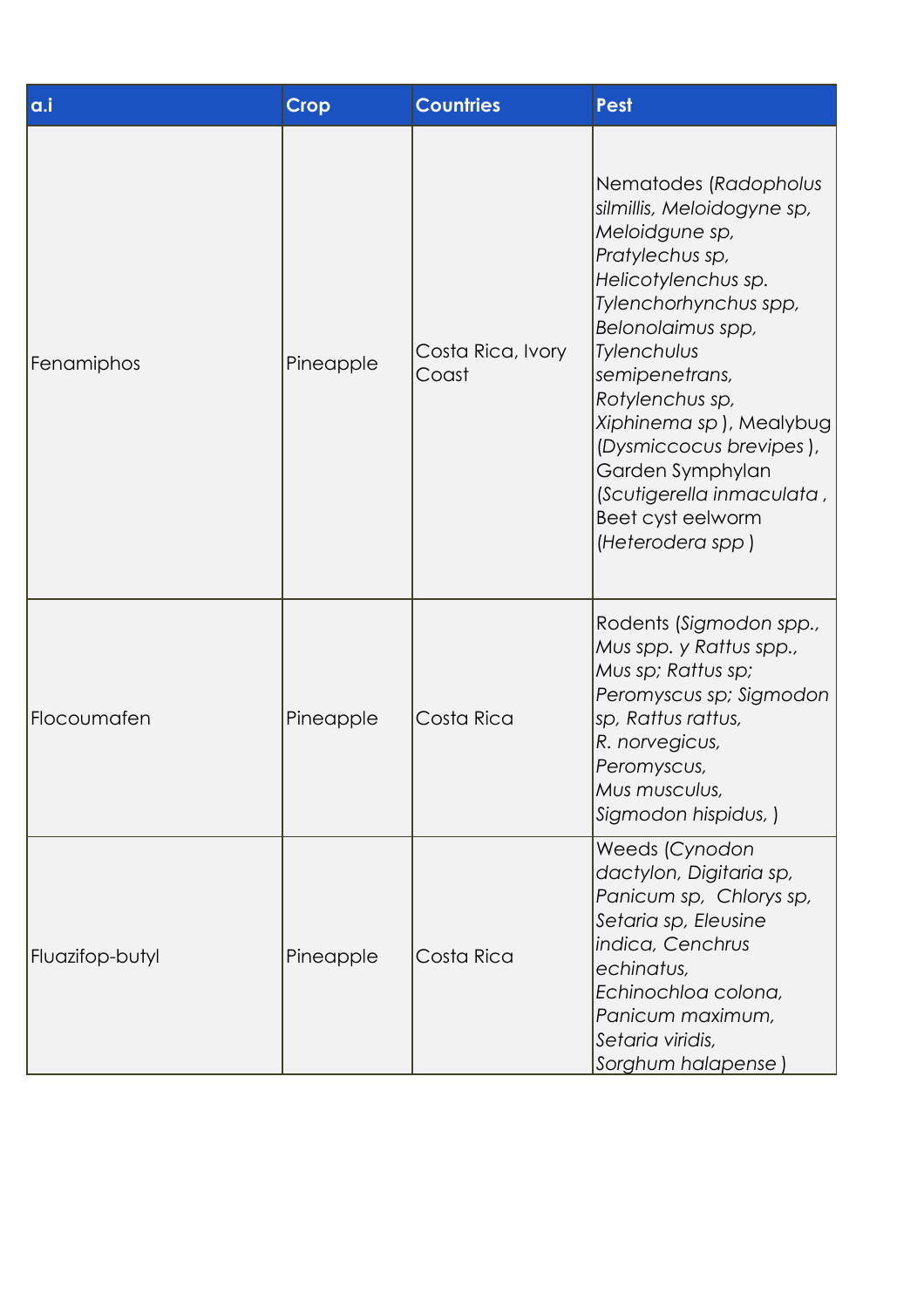| a.i | Crop | Countries | Pest |
| --- | --- | --- | --- |
| Fenamiphos | Pineapple | Costa Rica, Ivory Coast | Nematodes (*Radopholus silmillis, Meloidogyne sp, Meloidgune sp, Pratylechus sp, Helicotylenchus sp. Tylenchorhynchus spp, Belonolaimus spp, Tylenchulus semipenetrans, Rotylenchus sp, Xiphinema sp* ), Mealybug (*Dysmiccocus brevipes* ), Garden Symphylan (*Scutigerella inmaculata* , Beet cyst eelworm (*Heterodera spp* ) |
| Flocoumafen | Pineapple | Costa Rica | Rodents (*Sigmodon spp., Mus spp. y Rattus spp., Mus sp; Rattus sp; Peromyscus sp; Sigmodon sp, Rattus rattus, R. norvegicus, Peromyscus, Mus musculus, Sigmodon hispidus,* ) |
| Fluazifop-butyl | Pineapple | Costa Rica | Weeds (*Cynodon dactylon, Digitaria sp, Panicum sp, Chlorys sp, Setaria sp, Eleusine indica, Cenchrus echinatus, Echinochloa colona, Panicum maximum, Setaria viridis, Sorghum halapense* ) |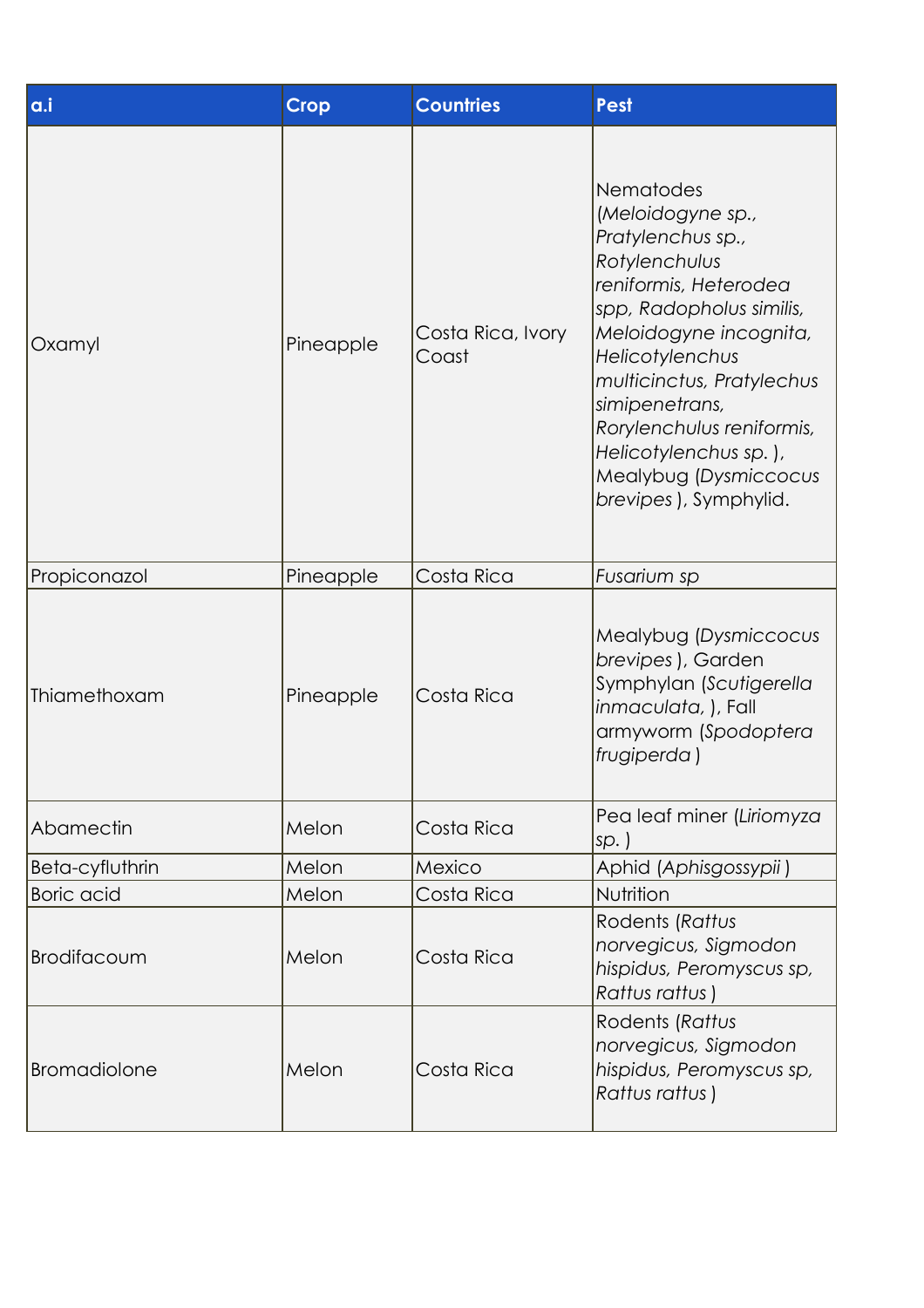| a.i | Crop | Countries | Pest |
|---|---|---|---|
| Oxamyl | Pineapple | Costa Rica, Ivory Coast | Nematodes (*Meloidogyne sp., Pratylenchus sp., Rotylenchulus reniformis, Heterodea spp, Radopholus similis, Meloidogyne incognita, Helicotylenchus multicinctus, Pratylechus simipenetrans, Rorylenchulus reniformis, Helicotylenchus sp.* ), Mealybug (*Dysmiccocus brevipes* ), Symphylid. |
| Propiconazol | Pineapple | Costa Rica | *Fusarium sp* |
| Thiamethoxam | Pineapple | Costa Rica | Mealybug (*Dysmiccocus brevipes* ), Garden Symphylan (*Scutigerella inmaculata,* ), Fall armyworm (*Spodoptera frugiperda* ) |
| Abamectin | Melon | Costa Rica | Pea leaf miner (*Liriomyza sp.* ) |
| Beta-cyfluthrin | Melon | Mexico | Aphid (*Aphisgossypii* ) |
| Boric acid | Melon | Costa Rica | Nutrition |
| Brodifacoum | Melon | Costa Rica | Rodents (*Rattus norvegicus, Sigmodon hispidus, Peromyscus sp, Rattus rattus* ) |
| Bromadiolone | Melon | Costa Rica | Rodents (*Rattus norvegicus, Sigmodon hispidus, Peromyscus sp, Rattus rattus* ) |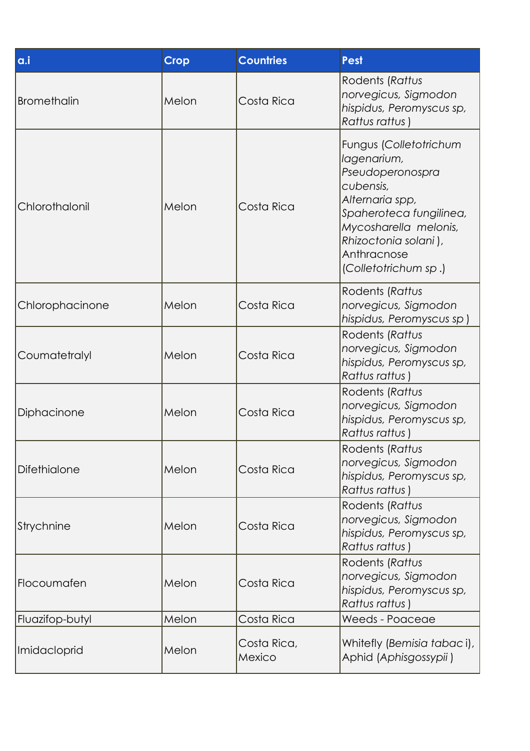| a.i | Crop | Countries | Pest |
| --- | --- | --- | --- |
| Bromethalin | Melon | Costa Rica | Rodents (*Rattus norvegicus, Sigmodon hispidus, Peromyscus sp, Rattus rattus* ) |
| Chlorothalonil | Melon | Costa Rica | Fungus (*Colletotrichum lagenarium, Pseudoperonospra cubensis, Alternaria spp, Spaheroteca fungilinea, Mycosharella melonis, Rhizoctonia solani* ), Anthracnose (*Colletotrichum sp* .) |
| Chlorophacinone | Melon | Costa Rica | Rodents (*Rattus norvegicus, Sigmodon hispidus, Peromyscus sp* ) |
| Coumatetralyl | Melon | Costa Rica | Rodents (*Rattus norvegicus, Sigmodon hispidus, Peromyscus sp, Rattus rattus* ) |
| Diphacinone | Melon | Costa Rica | Rodents (*Rattus norvegicus, Sigmodon hispidus, Peromyscus sp, Rattus rattus* ) |
| Difethialone | Melon | Costa Rica | Rodents (*Rattus norvegicus, Sigmodon hispidus, Peromyscus sp, Rattus rattus* ) |
| Strychnine | Melon | Costa Rica | Rodents (*Rattus norvegicus, Sigmodon hispidus, Peromyscus sp, Rattus rattus* ) |
| Flocoumafen | Melon | Costa Rica | Rodents (*Rattus norvegicus, Sigmodon hispidus, Peromyscus sp, Rattus rattus* ) |
| Fluazifop-butyl | Melon | Costa Rica | Weeds - Poaceae |
| Imidacloprid | Melon | Costa Rica, Mexico | Whitefly (*Bemisia tabac* i), Aphid (*Aphisgossypii* ) |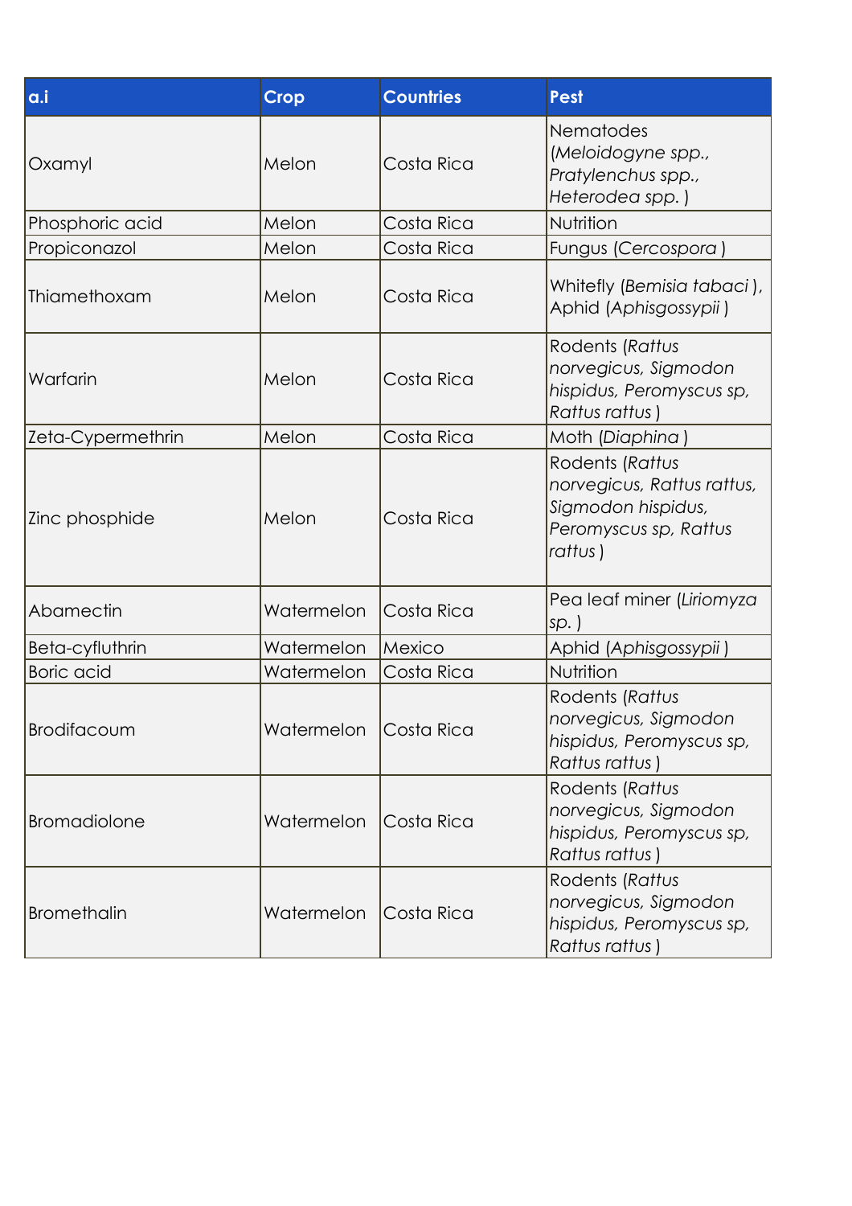| a.i | Crop | Countries | Pest |
|---|---|---|---|
| Oxamyl | Melon | Costa Rica | Nematodes (*Meloidogyne spp., Pratylenchus spp., Heterodea spp.* ) |
| Phosphoric acid | Melon | Costa Rica | Nutrition |
| Propiconazol | Melon | Costa Rica | Fungus (*Cercospora* ) |
| Thiamethoxam | Melon | Costa Rica | Whitefly (*Bemisia tabaci* ), Aphid (*Aphisgossypii* ) |
| Warfarin | Melon | Costa Rica | Rodents (*Rattus norvegicus, Sigmodon hispidus, Peromyscus sp, Rattus rattus* ) |
| Zeta-Cypermethrin | Melon | Costa Rica | Moth (*Diaphina* ) |
| Zinc phosphide | Melon | Costa Rica | Rodents (*Rattus norvegicus, Rattus rattus, Sigmodon hispidus, Peromyscus sp, Rattus rattus* ) |
| Abamectin | Watermelon | Costa Rica | Pea leaf miner (*Liriomyza sp.* ) |
| Beta-cyfluthrin | Watermelon | Mexico | Aphid (*Aphisgossypii* ) |
| Boric acid | Watermelon | Costa Rica | Nutrition |
| Brodifacoum | Watermelon | Costa Rica | Rodents (*Rattus norvegicus, Sigmodon hispidus, Peromyscus sp, Rattus rattus* ) |
| Bromadiolone | Watermelon | Costa Rica | Rodents (*Rattus norvegicus, Sigmodon hispidus, Peromyscus sp, Rattus rattus* ) |
| Bromethalin | Watermelon | Costa Rica | Rodents (*Rattus norvegicus, Sigmodon hispidus, Peromyscus sp, Rattus rattus* ) |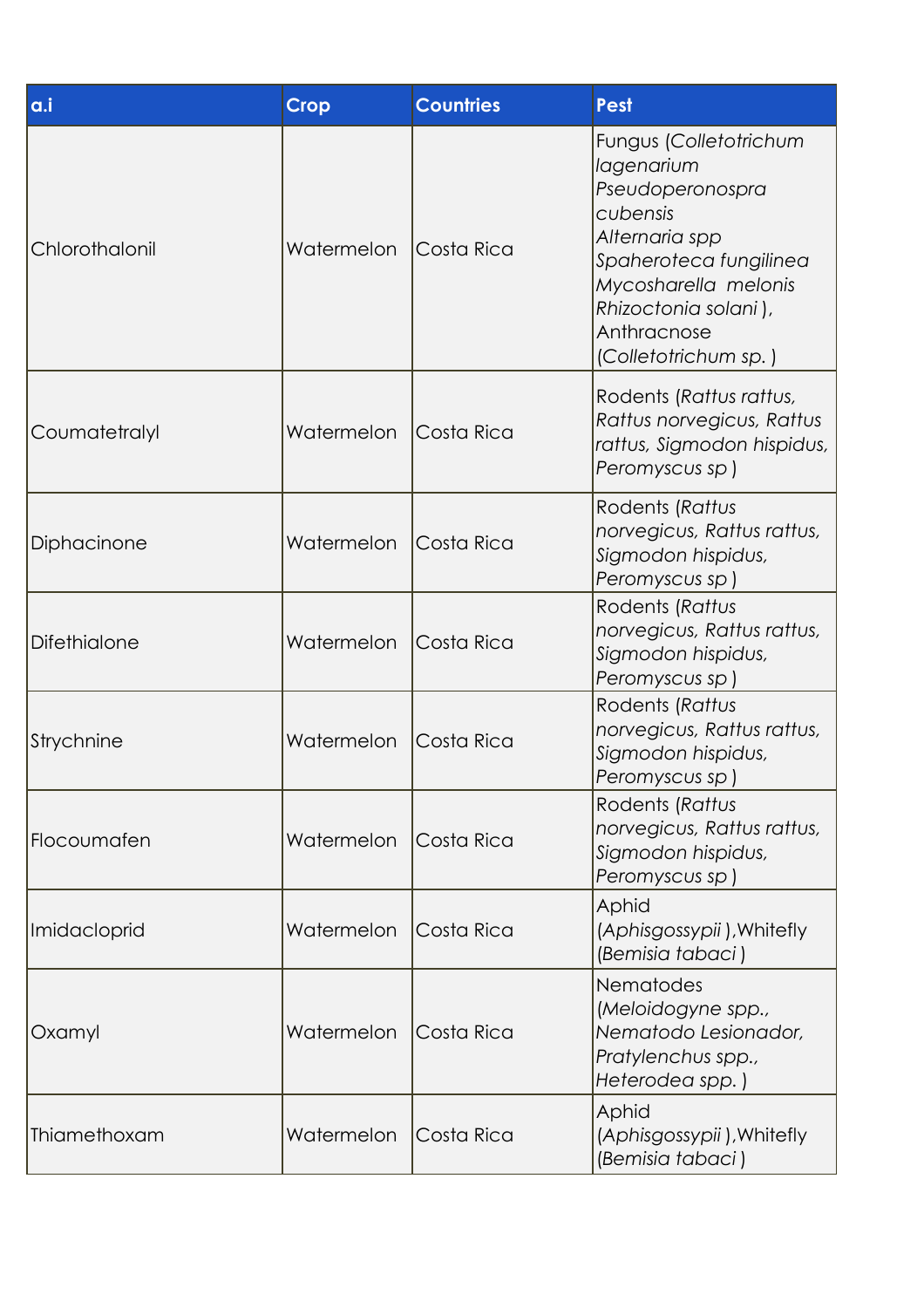| a.i | Crop | Countries | Pest |
|---|---|---|---|
| Chlorothalonil | Watermelon | Costa Rica | Fungus (*Colletotrichum lagenarium Pseudoperonospra cubensis Alternaria spp Spaheroteca fungilinea Mycosharella melonis Rhizoctonia solani* ), Anthracnose (*Colletotrichum sp.* ) |
| Coumatetralyl | Watermelon | Costa Rica | Rodents (*Rattus rattus, Rattus norvegicus, Rattus rattus, Sigmodon hispidus, Peromyscus sp* ) |
| Diphacinone | Watermelon | Costa Rica | Rodents (*Rattus norvegicus, Rattus rattus, Sigmodon hispidus, Peromyscus sp* ) |
| Difethialone | Watermelon | Costa Rica | Rodents (*Rattus norvegicus, Rattus rattus, Sigmodon hispidus, Peromyscus sp* ) |
| Strychnine | Watermelon | Costa Rica | Rodents (*Rattus norvegicus, Rattus rattus, Sigmodon hispidus, Peromyscus sp* ) |
| Flocoumafen | Watermelon | Costa Rica | Rodents (*Rattus norvegicus, Rattus rattus, Sigmodon hispidus, Peromyscus sp* ) |
| Imidacloprid | Watermelon | Costa Rica | Aphid (*Aphisgossypii* ),Whitefly (*Bemisia tabaci* ) |
| Oxamyl | Watermelon | Costa Rica | Nematodes (*Meloidogyne spp., Nematodo Lesionador, Pratylenchus spp., Heterodea spp.* ) |
| Thiamethoxam | Watermelon | Costa Rica | Aphid (*Aphisgossypii* ),Whitefly (*Bemisia tabaci* ) |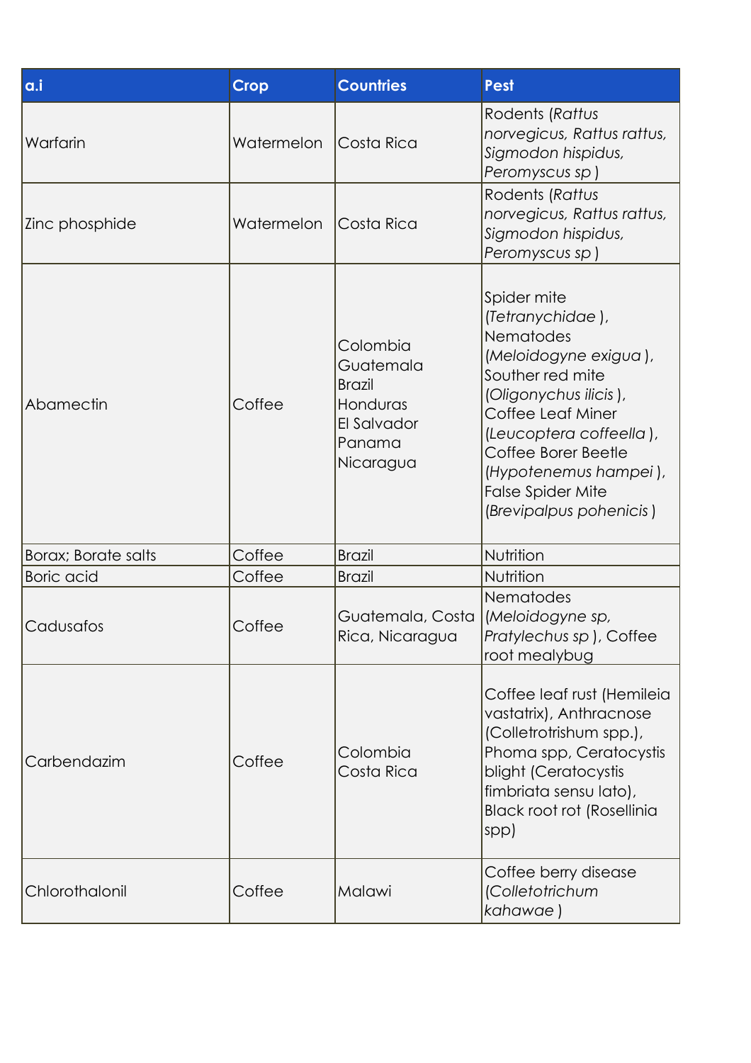| a.i | Crop | Countries | Pest |
|---|---|---|---|
| Warfarin | Watermelon | Costa Rica | Rodents (*Rattus norvegicus, Rattus rattus, Sigmodon hispidus, Peromyscus sp* ) |
| Zinc phosphide | Watermelon | Costa Rica | Rodents (*Rattus norvegicus, Rattus rattus, Sigmodon hispidus, Peromyscus sp* ) |
| Abamectin | Coffee | Colombia<br>Guatemala<br>Brazil<br>Honduras<br>El Salvador<br>Panama<br>Nicaragua | Spider mite (*Tetranychidae* ), Nematodes (*Meloidogyne exigua* ), Souther red mite (*Oligonychus ilicis* ), Coffee Leaf Miner (*Leucoptera coffeella* ), Coffee Borer Beetle (*Hypotenemus hampei* ), False Spider Mite (*Brevipalpus pohenicis* ) |
| Borax; Borate salts | Coffee | Brazil | Nutrition |
| Boric acid | Coffee | Brazil | Nutrition |
| Cadusafos | Coffee | Guatemala, Costa Rica, Nicaragua | Nematodes (*Meloidogyne sp, Pratylechus sp* ), Coffee root mealybug |
| Carbendazim | Coffee | Colombia<br>Costa Rica | Coffee leaf rust (Hemileia vastatrix), Anthracnose (Colletotrishum spp.), Phoma spp, Ceratocystis blight (Ceratocystis fimbriata sensu lato), Black root rot (Rosellinia spp) |
| Chlorothalonil | Coffee | Malawi | Coffee berry disease (*Colletotrichum kahawae* ) |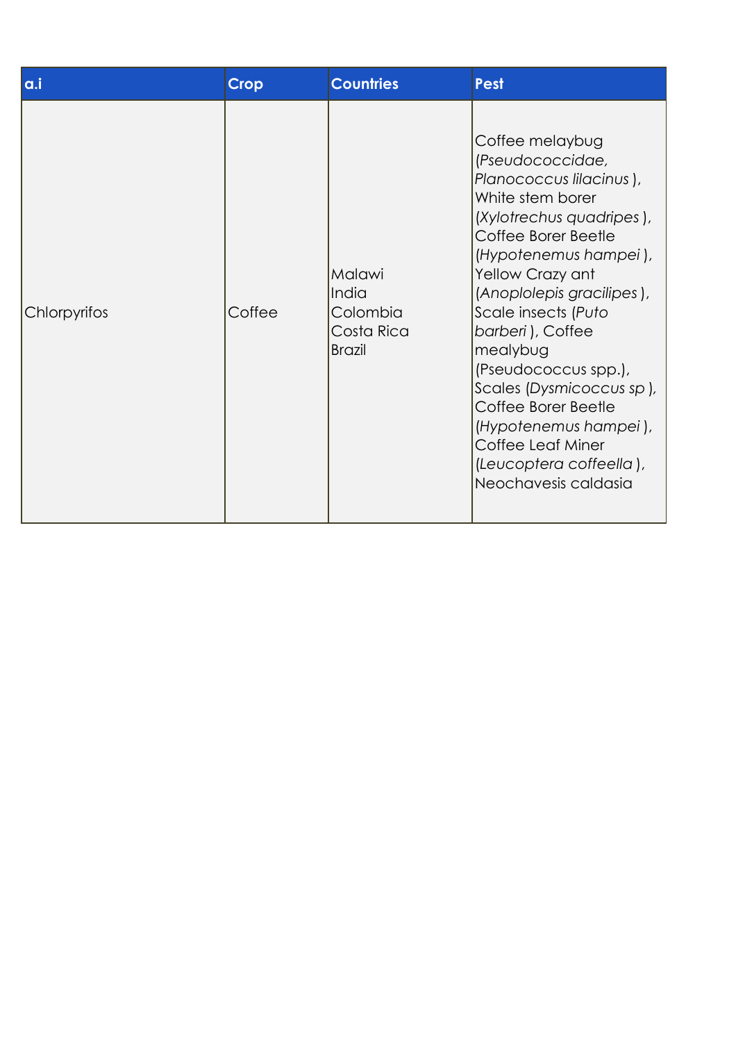| a.i | Crop | Countries | Pest |
| --- | --- | --- | --- |
| Chlorpyrifos | Coffee | Malawi<br>India<br>Colombia<br>Costa Rica<br>Brazil | Coffee melaybug (*Pseudococcidae, Planococcus lilacinus* ), White stem borer (*Xylotrechus quadripes* ), Coffee Borer Beetle (*Hypotenemus hampei* ), Yellow Crazy ant (*Anoplolepis gracilipes* ), Scale insects (*Puto barberi* ), Coffee mealybug (Pseudococcus spp.), Scales (*Dysmicoccus sp* ), Coffee Borer Beetle (*Hypotenemus hampei* ), Coffee Leaf Miner (*Leucoptera coffeella* ), Neochavesis caldasia |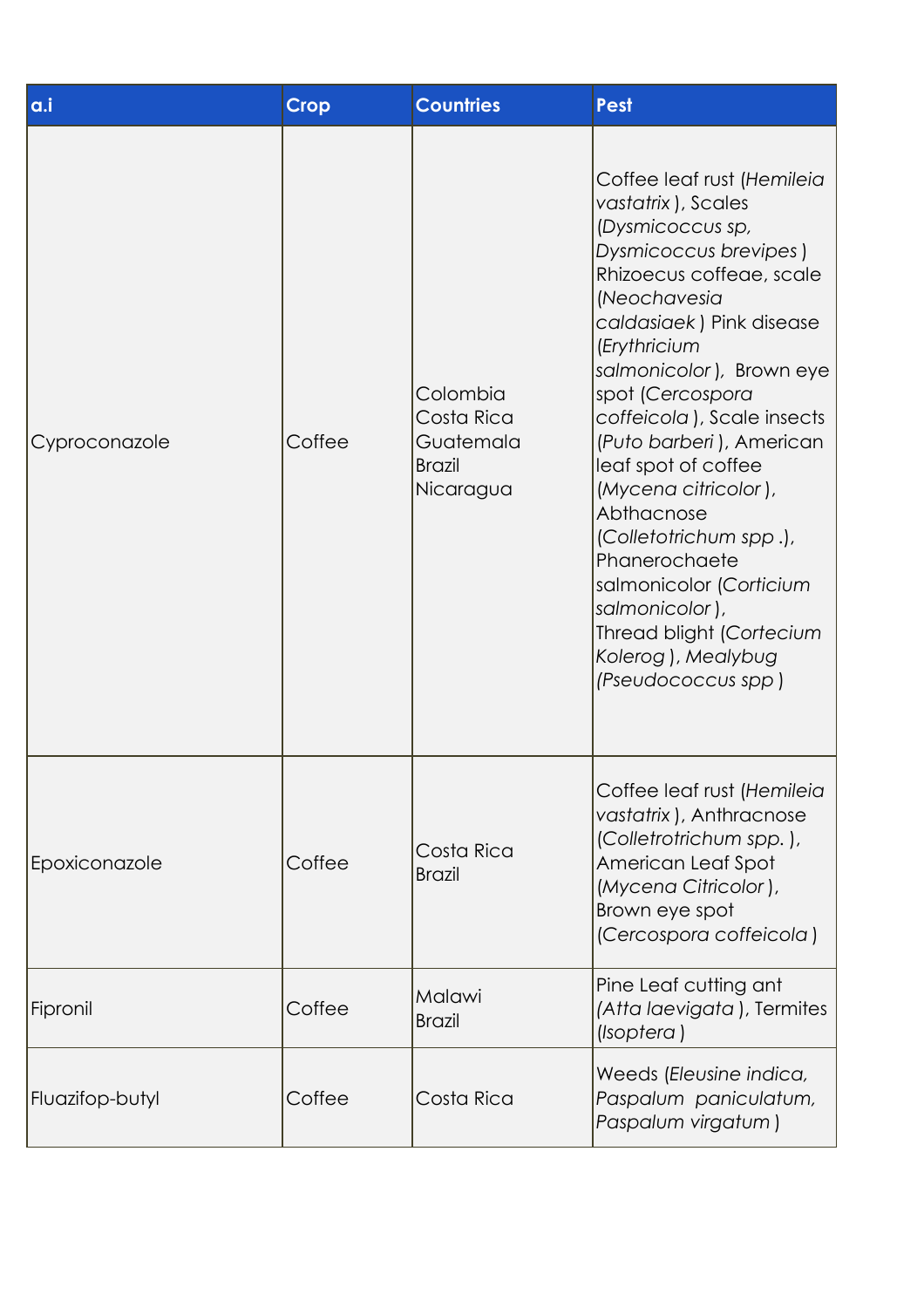| a.i | Crop | Countries | Pest |
| --- | --- | --- | --- |
| Cyproconazole | Coffee | Colombia<br>Costa Rica<br>Guatemala<br>Brazil<br>Nicaragua | Coffee leaf rust (*Hemileia vastatrix* ), Scales (*Dysmicoccus sp, Dysmicoccus brevipes* ) Rhizoecus coffeae, scale (*Neochavesia caldasiaek* ) Pink disease (*Erythricium salmonicolor* ), Brown eye spot (*Cercospora coffeicola* ), Scale insects (*Puto barberi* ), American leaf spot of coffee (*Mycena citricolor* ), Abthacnose (*Colletotrichum spp* .), Phanerochaete salmonicolor (*Corticium salmonicolor* ), Thread blight (*Cortecium Kolerog* ), *Mealybug (Pseudococcus spp* ) |
| Epoxiconazole | Coffee | Costa Rica<br>Brazil | Coffee leaf rust (*Hemileia vastatrix* ), Anthracnose (*Colletrotrichum spp.* ), American Leaf Spot (*Mycena Citricolor* ), Brown eye spot (*Cercospora coffeicola* ) |
| Fipronil | Coffee | Malawi<br>Brazil | Pine Leaf cutting ant *(Atta laevigata* ), Termites (*Isoptera* ) |
| Fluazifop-butyl | Coffee | Costa Rica | Weeds (*Eleusine indica, Paspalum paniculatum, Paspalum virgatum* ) |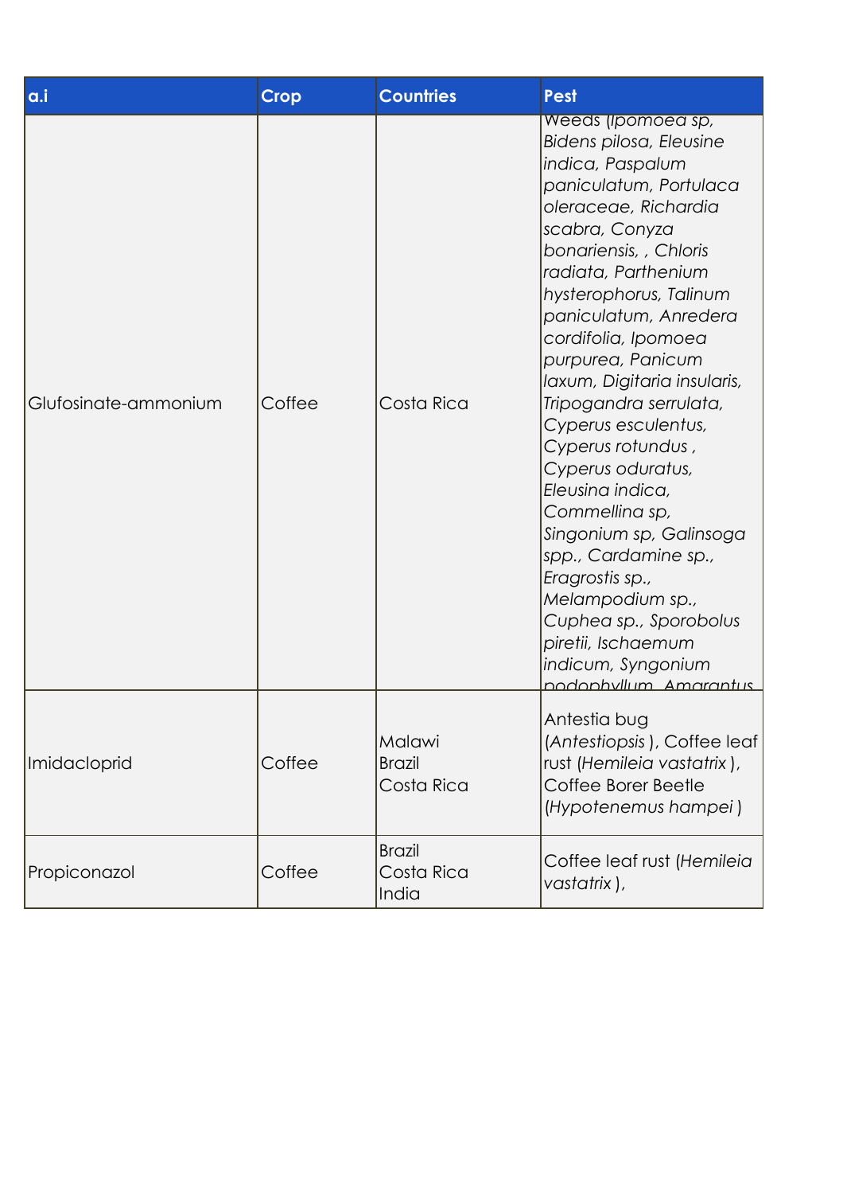| a.i | Crop | Countries | Pest |
| --- | --- | --- | --- |
| Glufosinate-ammonium | Coffee | Costa Rica | Weeds (*Ipomoea sp, Bidens pilosa, Eleusine indica, Paspalum paniculatum, Portulaca oleraceae, Richardia scabra, Conyza bonariensis, , Chloris radiata, Parthenium hysterophorus, Talinum paniculatum, Anredera cordifolia, Ipomoea purpurea, Panicum laxum, Digitaria insularis, Tripogandra serrulata, Cyperus esculentus, Cyperus rotundus , Cyperus oduratus, Eleusina indica, Commellina sp, Singonium sp, Galinsoga spp., Cardamine sp., Eragrostis sp., Melampodium sp., Cuphea sp., Sporobolus piretii, Ischaemum indicum, Syngonium podophyllum, Amarantus* |
| Imidacloprid | Coffee | Malawi<br>Brazil<br>Costa Rica | Antestia bug (*Antestiopsis* ), Coffee leaf rust (*Hemileia vastatrix* ), Coffee Borer Beetle (*Hypotenemus hampei* ) |
| Propiconazol | Coffee | Brazil<br>Costa Rica<br>India | Coffee leaf rust (*Hemileia vastatrix* ), |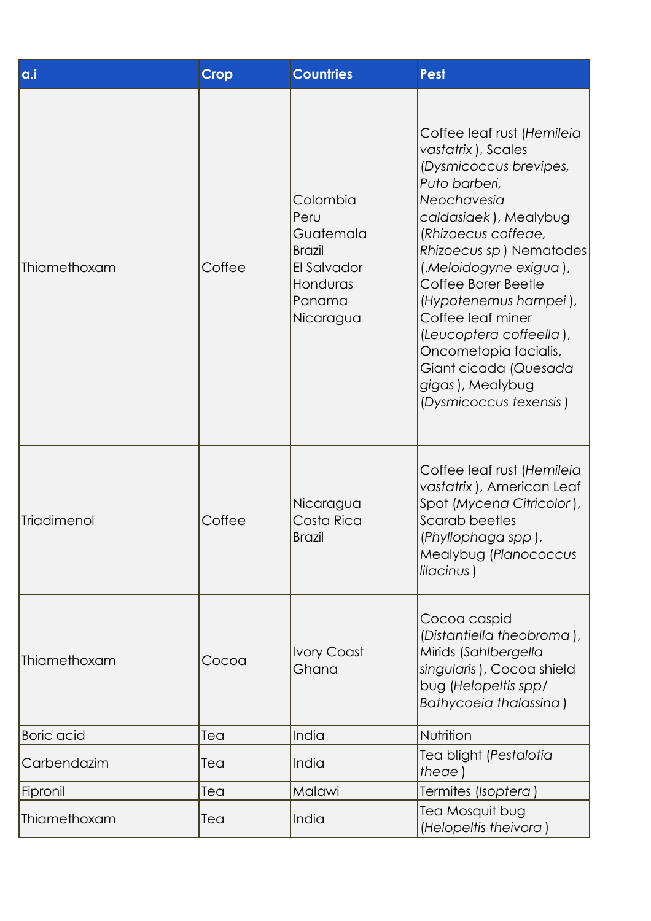| a.i | Crop | Countries | Pest |
| --- | --- | --- | --- |
| Thiamethoxam | Coffee | Colombia<br>Peru<br>Guatemala<br>Brazil<br>El Salvador<br>Honduras<br>Panama<br>Nicaragua | Coffee leaf rust (*Hemileia vastatrix* ), Scales (*Dysmicoccus brevipes, Puto barberi, Neochavesia caldasiaek* ), Mealybug (*Rhizoecus coffeae, Rhizoecus sp* ) Nematodes (*.Meloidogyne exigua* ), Coffee Borer Beetle (*Hypotenemus hampei* ), Coffee leaf miner (*Leucoptera coffeella* ), Oncometopia facialis, Giant cicada (*Quesada gigas* ), Mealybug (*Dysmicoccus texensis* ) |
| Triadimenol | Coffee | Nicaragua<br>Costa Rica<br>Brazil | Coffee leaf rust (*Hemileia vastatrix* ), American Leaf Spot (*Mycena Citricolor* ), Scarab beetles (*Phyllophaga spp* ), Mealybug (*Planococcus lilacinus* ) |
| Thiamethoxam | Cocoa | Ivory Coast<br>Ghana | Cocoa caspid (*Distantiella theobroma* ), Mirids (*Sahlbergella singularis* ), Cocoa shield bug (*Helopeltis spp/ Bathycoeia thalassina* ) |
| Boric acid | Tea | India | Nutrition |
| Carbendazim | Tea | India | Tea blight (*Pestalotia theae* ) |
| Fipronil | Tea | Malawi | Termites (*Isoptera* ) |
| Thiamethoxam | Tea | India | Tea Mosquit bug (*Helopeltis theivora* ) |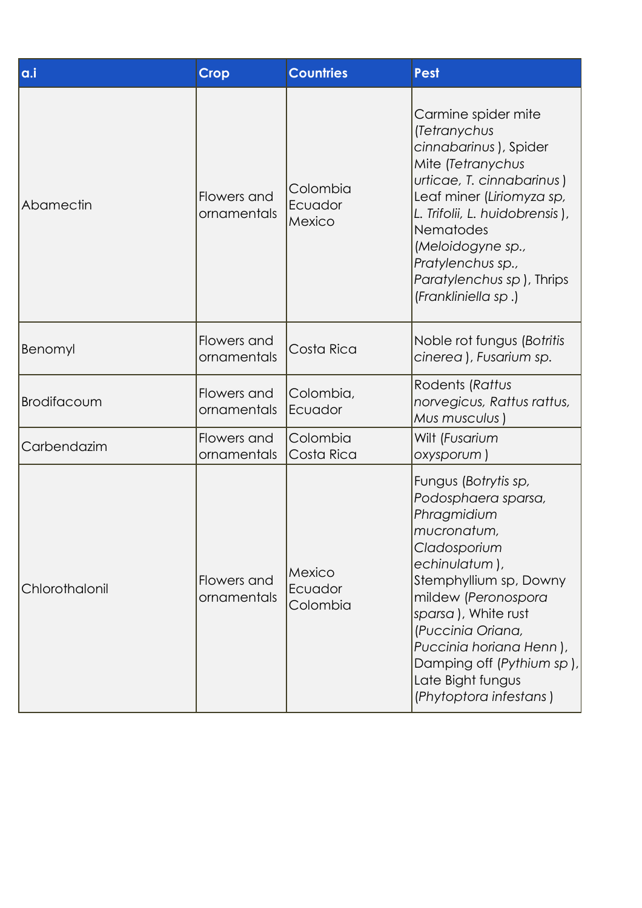| a.i | Crop | Countries | Pest |
|---|---|---|---|
| Abamectin | Flowers and ornamentals | Colombia Ecuador Mexico | Carmine spider mite (*Tetranychus cinnabarinus* ), Spider Mite (*Tetranychus urticae, T. cinnabarinus* ) Leaf miner (*Liriomyza sp, L. Trifolii, L. huidobrensis* ), Nematodes (*Meloidogyne sp., Pratylenchus sp., Paratylenchus sp* ), Thrips (*Frankliniella sp* .) |
| Benomyl | Flowers and ornamentals | Costa Rica | Noble rot fungus (*Botritis cinerea* ), *Fusarium sp.* |
| Brodifacoum | Flowers and ornamentals | Colombia, Ecuador | Rodents (*Rattus norvegicus, Rattus rattus, Mus musculus* ) |
| Carbendazim | Flowers and ornamentals | Colombia Costa Rica | Wilt (*Fusarium oxysporum* ) |
| Chlorothalonil | Flowers and ornamentals | Mexico Ecuador Colombia | Fungus (*Botrytis sp, Podosphaera sparsa, Phragmidium mucronatum, Cladosporium echinulatum* ), Stemphyllium sp, Downy mildew (*Peronospora sparsa* ), White rust (*Puccinia Oriana, Puccinia horiana Henn* ), Damping off (*Pythium sp* ), Late Bight fungus (*Phytoptora infestans* ) |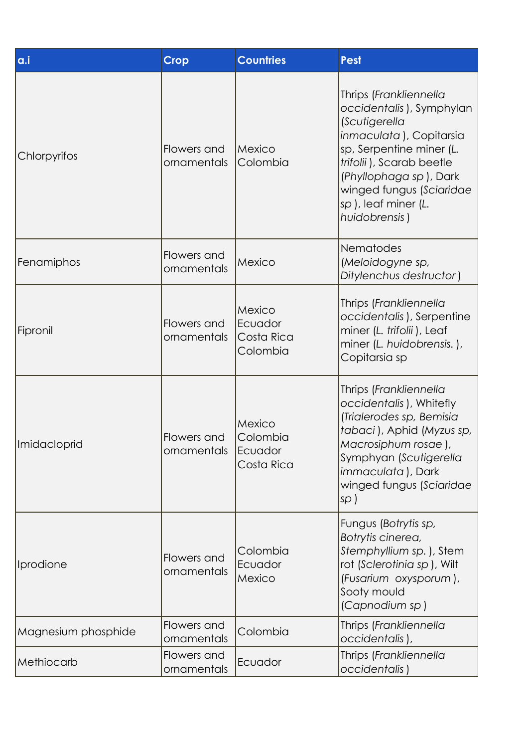| a.i | Crop | Countries | Pest |
|---|---|---|---|
| Chlorpyrifos | Flowers and ornamentals | Mexico Colombia | Thrips (*Frankliennella occidentalis* ), Symphylan (*Scutigerella inmaculata* ), Copitarsia sp, Serpentine miner (*L. trifolii* ), Scarab beetle (*Phyllophaga sp* ), Dark winged fungus (*Sciaridae sp* ), leaf miner (*L. huidobrensis* ) |
| Fenamiphos | Flowers and ornamentals | Mexico | Nematodes (*Meloidogyne sp, Ditylenchus destructor* ) |
| Fipronil | Flowers and ornamentals | Mexico Ecuador Costa Rica Colombia | Thrips (*Frankliennella occidentalis* ), Serpentine miner (*L. trifolii* ), Leaf miner (*L. huidobrensis.* ), Copitarsia sp |
| Imidacloprid | Flowers and ornamentals | Mexico Colombia Ecuador Costa Rica | Thrips (*Frankliennella occidentalis* ), Whitefly (*Trialerodes sp, Bemisia tabaci* ), Aphid (*Myzus sp, Macrosiphum rosae* ), Symphyan (*Scutigerella immaculata* ), Dark winged fungus (*Sciaridae sp* ) |
| Iprodione | Flowers and ornamentals | Colombia Ecuador Mexico | Fungus (*Botrytis sp, Botrytis cinerea, Stemphyllium sp.* ), Stem rot (*Sclerotinia sp* ), Wilt (*Fusarium oxysporum* ), Sooty mould (*Capnodium sp* ) |
| Magnesium phosphide | Flowers and ornamentals | Colombia | Thrips (*Frankliennella occidentalis* ), |
| Methiocarb | Flowers and ornamentals | Ecuador | Thrips (*Frankliennella occidentalis* ) |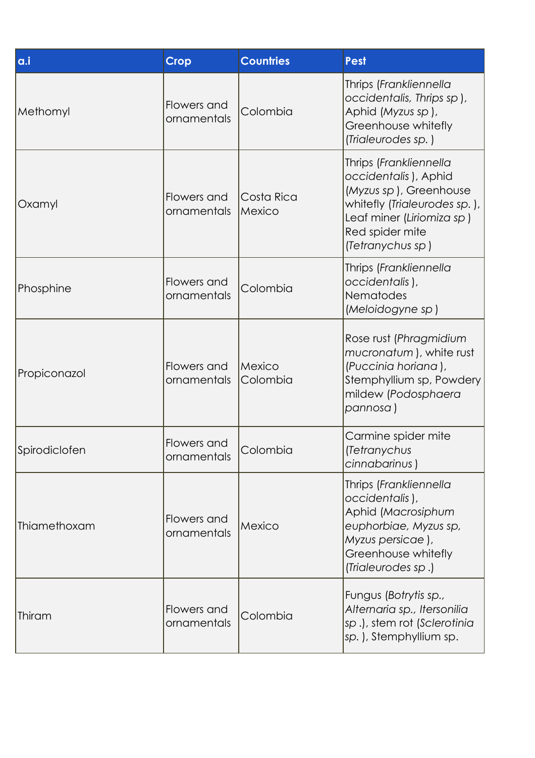| a.i | Crop | Countries | Pest |
|---|---|---|---|
| Methomyl | Flowers and ornamentals | Colombia | Thrips (*Frankliennella occidentalis, Thrips sp* ), Aphid (*Myzus sp* ), Greenhouse whitefly (*Trialeurodes sp.* ) |
| Oxamyl | Flowers and ornamentals | Costa Rica Mexico | Thrips (*Frankliennella occidentalis* ), Aphid (*Myzus sp* ), Greenhouse whitefly (*Trialeurodes sp.* ), Leaf miner (*Liriomiza sp* ) Red spider mite (*Tetranychus sp* ) |
| Phosphine | Flowers and ornamentals | Colombia | Thrips (*Frankliennella occidentalis* ), Nematodes (*Meloidogyne sp* ) |
| Propiconazol | Flowers and ornamentals | Mexico Colombia | Rose rust (*Phragmidium mucronatum* ), white rust (*Puccinia horiana* ), Stemphyllium sp, Powdery mildew (*Podosphaera pannosa* ) |
| Spirodiclofen | Flowers and ornamentals | Colombia | Carmine spider mite (*Tetranychus cinnabarinus* ) |
| Thiamethoxam | Flowers and ornamentals | Mexico | Thrips (*Frankliennella occidentalis* ), Aphid (*Macrosiphum euphorbiae, Myzus sp, Myzus persicae* ), Greenhouse whitefly (*Trialeurodes sp* .) |
| Thiram | Flowers and ornamentals | Colombia | Fungus (*Botrytis sp., Alternaria sp., Itersonilia sp* .), stem rot (*Sclerotinia sp.* ), Stemphyllium sp. |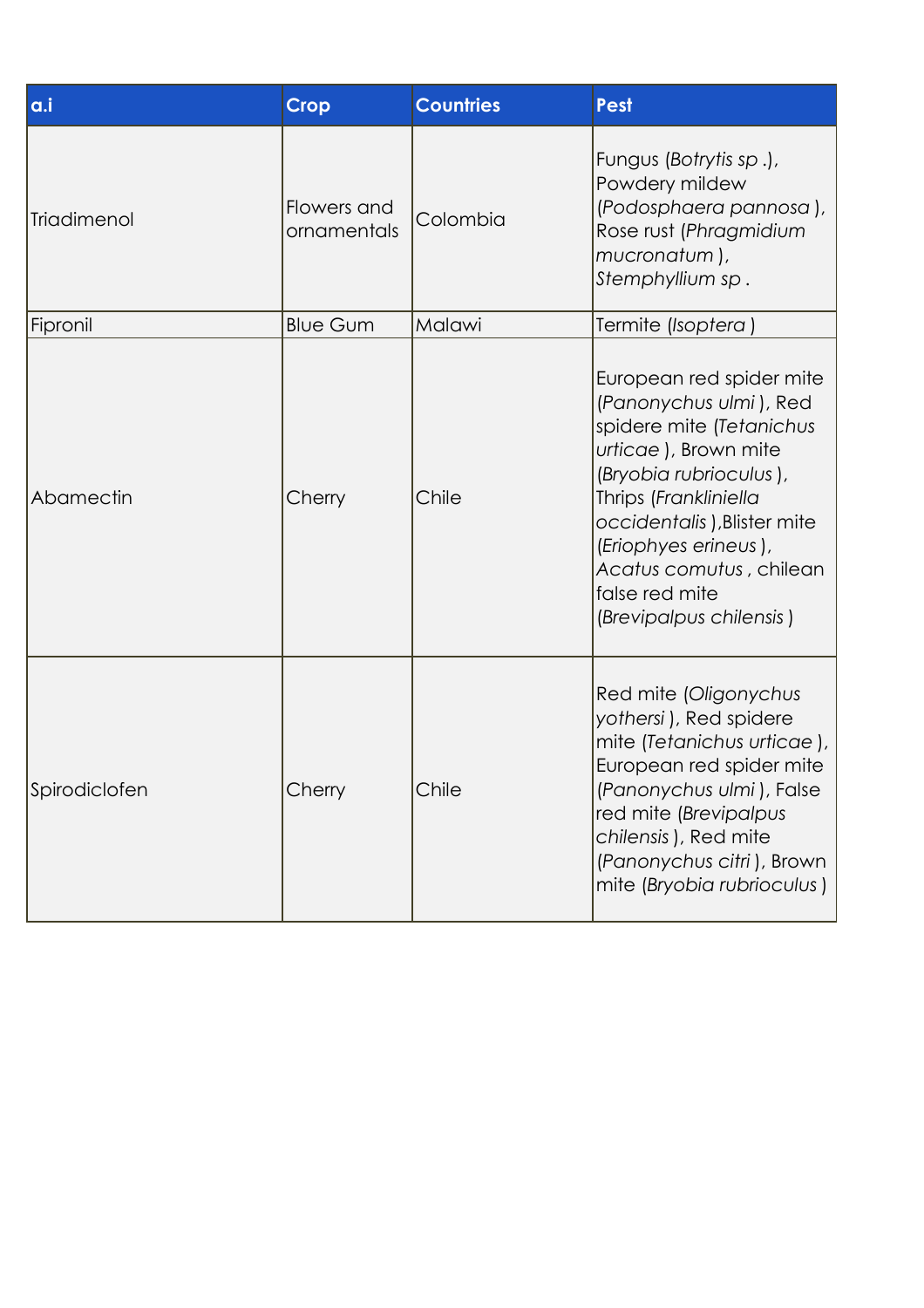| a.i | Crop | Countries | Pest |
| --- | --- | --- | --- |
| Triadimenol | Flowers and ornamentals | Colombia | Fungus (*Botrytis sp* .), Powdery mildew (*Podosphaera pannosa* ), Rose rust (*Phragmidium mucronatum* ), *Stemphyllium sp* . |
| Fipronil | Blue Gum | Malawi | Termite (*Isoptera* ) |
| Abamectin | Cherry | Chile | European red spider mite (*Panonychus ulmi* ), Red spidere mite (*Tetanichus urticae* ), Brown mite (*Bryobia rubrioculus* ), Thrips (*Frankliniella occidentalis* ),Blister mite (*Eriophyes erineus* ), *Acatus comutus* , chilean false red mite (*Brevipalpus chilensis* ) |
| Spirodiclofen | Cherry | Chile | Red mite (*Oligonychus yothersi* ), Red spidere mite (*Tetanichus urticae* ), European red spider mite (*Panonychus ulmi* ), False red mite (*Brevipalpus chilensis* ), Red mite (*Panonychus citri* ), Brown mite (*Bryobia rubrioculus* ) |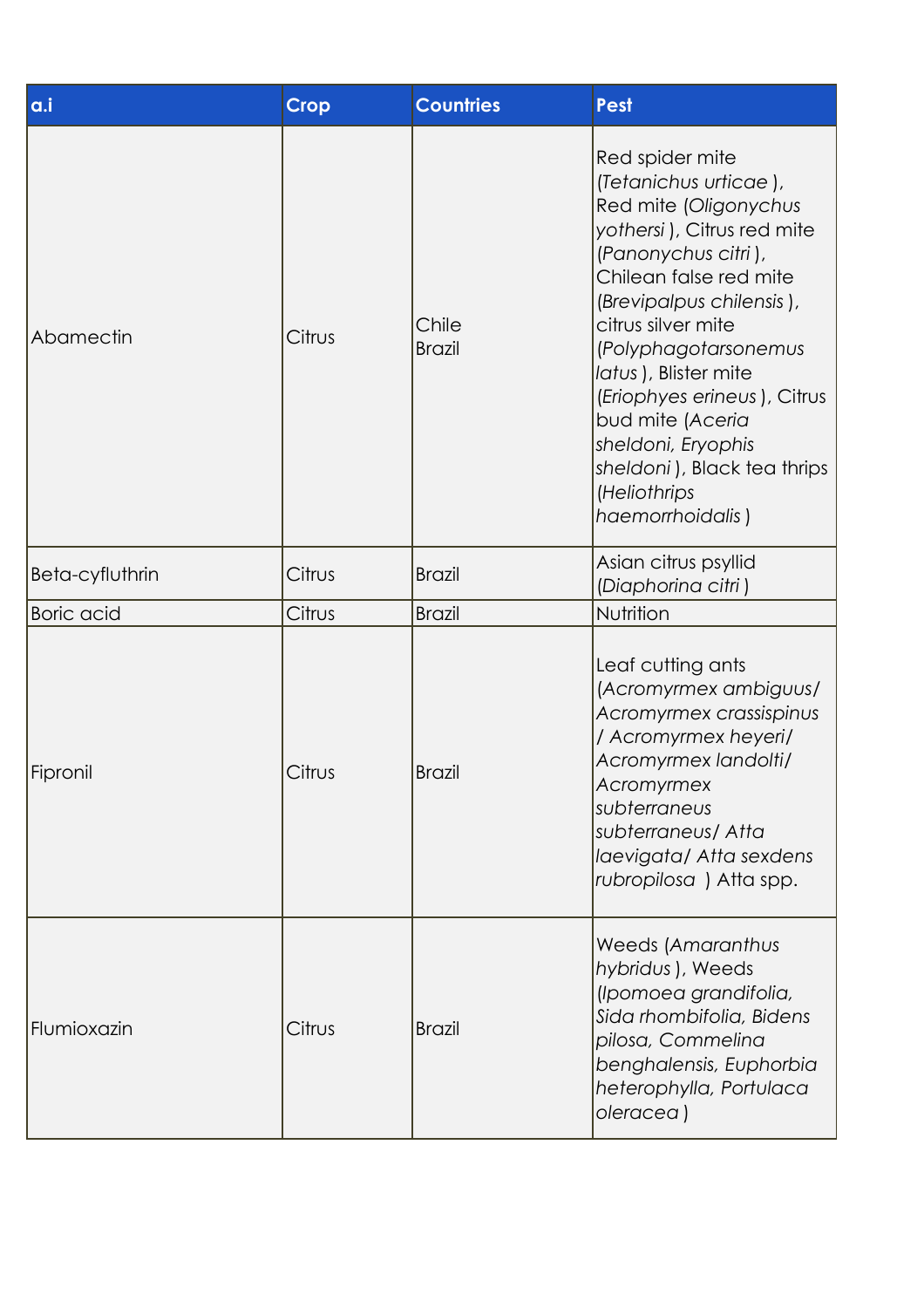| a.i | Crop | Countries | Pest |
|---|---|---|---|
| Abamectin | Citrus | Chile<br>Brazil | Red spider mite (*Tetanichus urticae* ), Red mite (*Oligonychus yothersi* ), Citrus red mite (*Panonychus citri* ), Chilean false red mite (*Brevipalpus chilensis* ), citrus silver mite (*Polyphagotarsonemus latus* ), Blister mite (*Eriophyes erineus* ), Citrus bud mite (*Aceria sheldoni, Eryophis sheldoni* ), Black tea thrips (*Heliothrips haemorrhoidalis* ) |
| Beta-cyfluthrin | Citrus | Brazil | Asian citrus psyllid (*Diaphorina citri* ) |
| Boric acid | Citrus | Brazil | Nutrition |
| Fipronil | Citrus | Brazil | Leaf cutting ants (*Acromyrmex ambiguus/ Acromyrmex crassispinus / Acromyrmex heyeri/ Acromyrmex landolti/ Acromyrmex subterraneus subterraneus/ Atta laevigata/ Atta sexdens rubropilosa* ) Atta spp. |
| Flumioxazin | Citrus | Brazil | Weeds (*Amaranthus hybridus* ), Weeds (*Ipomoea grandifolia, Sida rhombifolia, Bidens pilosa, Commelina benghalensis, Euphorbia heterophylla, Portulaca oleracea* ) |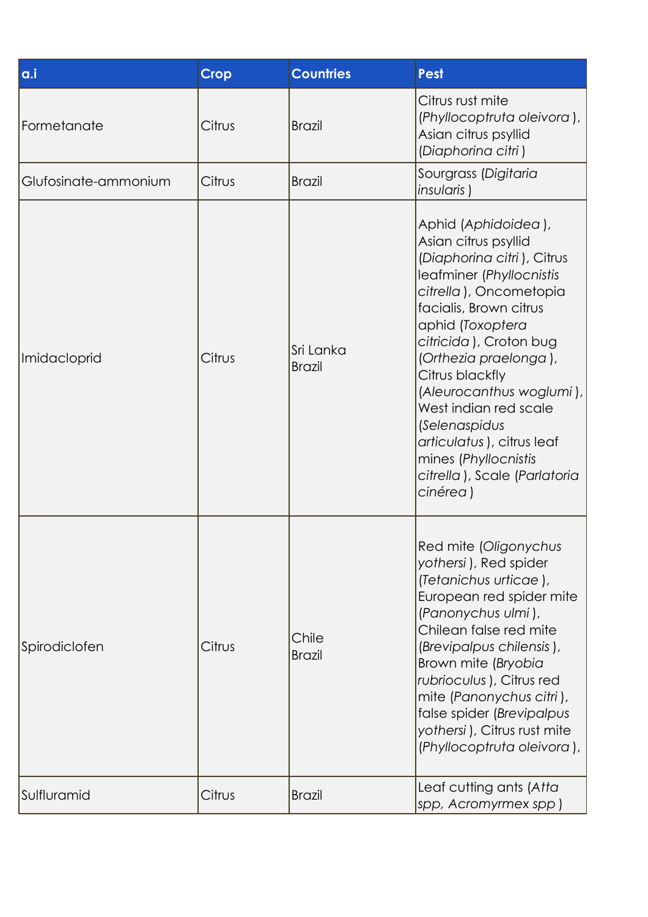| a.i | Crop | Countries | Pest |
|---|---|---|---|
| Formetanate | Citrus | Brazil | Citrus rust mite (*Phyllocoptruta oleivora* ), Asian citrus psyllid (*Diaphorina citri* ) |
| Glufosinate-ammonium | Citrus | Brazil | Sourgrass (*Digitaria insularis* ) |
| Imidacloprid | Citrus | Sri Lanka<br>Brazil | Aphid (*Aphidoidea* ), Asian citrus psyllid (*Diaphorina citri* ), Citrus leafminer (*Phyllocnistis citrella* ), Oncometopia facialis, Brown citrus aphid (*Toxoptera citricida* ), Croton bug (*Orthezia praelonga* ), Citrus blackfly (*Aleurocanthus woglumi* ), West indian red scale (*Selenaspidus articulatus* ), citrus leaf mines (*Phyllocnistis citrella* ), Scale (*Parlatoria cinérea* ) |
| Spirodiclofen | Citrus | Chile<br>Brazil | Red mite (*Oligonychus yothersi* ), Red spider (*Tetanichus urticae* ), European red spider mite (*Panonychus ulmi* ), Chilean false red mite (*Brevipalpus chilensis* ), Brown mite (*Bryobia rubrioculus* ), Citrus red mite (*Panonychus citri* ), false spider (*Brevipalpus yothersi* ), Citrus rust mite (*Phyllocoptruta oleivora* ), |
| Sulfluramid | Citrus | Brazil | Leaf cutting ants (*Atta spp, Acromyrmex spp* ) |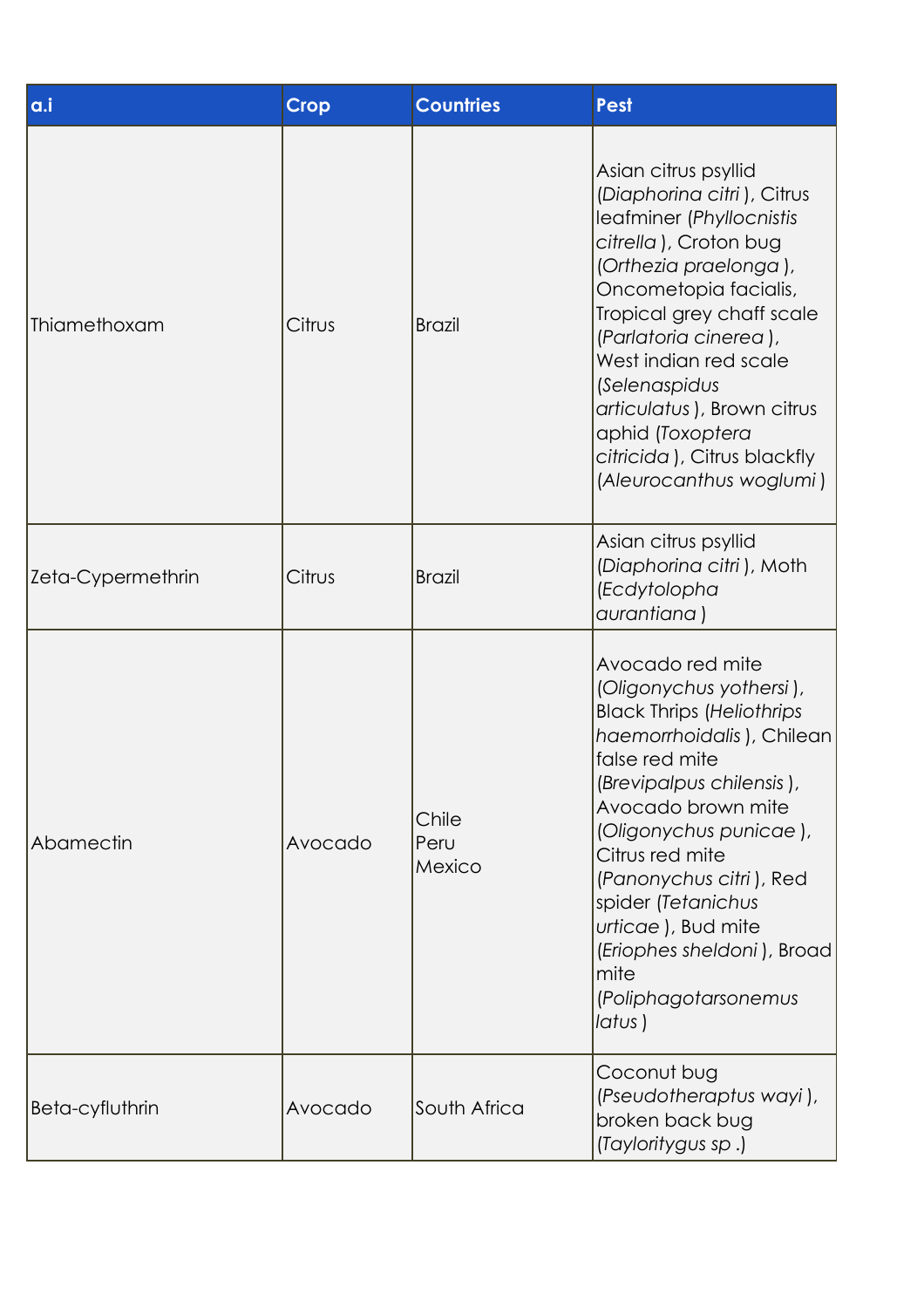| a.i | Crop | Countries | Pest |
|---|---|---|---|
| Thiamethoxam | Citrus | Brazil | Asian citrus psyllid (*Diaphorina citri* ), Citrus leafminer (*Phyllocnistis citrella* ), Croton bug (*Orthezia praelonga* ), Oncometopia facialis, Tropical grey chaff scale (*Parlatoria cinerea* ), West indian red scale (*Selenaspidus articulatus* ), Brown citrus aphid (*Toxoptera citricida* ), Citrus blackfly (*Aleurocanthus woglumi* ) |
| Zeta-Cypermethrin | Citrus | Brazil | Asian citrus psyllid (*Diaphorina citri* ), Moth (*Ecdytolopha aurantiana* ) |
| Abamectin | Avocado | Chile<br>Peru<br>Mexico | Avocado red mite (*Oligonychus yothersi* ), Black Thrips (*Heliothrips haemorrhoidalis* ), Chilean false red mite (*Brevipalpus chilensis* ), Avocado brown mite (*Oligonychus punicae* ), Citrus red mite (*Panonychus citri* ), Red spider (*Tetanichus urticae* ), Bud mite (*Eriophes sheldoni* ), Broad mite (*Poliphagotarsonemus latus* ) |
| Beta-cyfluthrin | Avocado | South Africa | Coconut bug (*Pseudotheraptus wayi* ), broken back bug (*Tayloritygus sp* .) |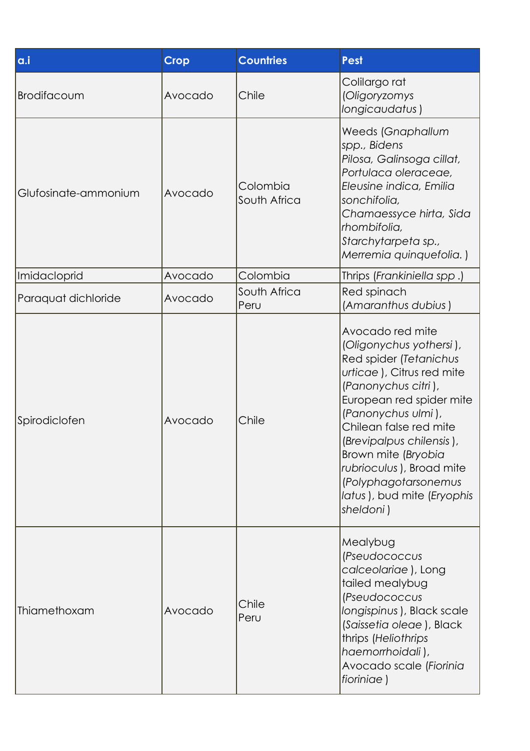| a.i | Crop | Countries | Pest |
| --- | --- | --- | --- |
| Brodifacoum | Avocado | Chile | Colilargo rat (*Oligoryzomys longicaudatus* ) |
| Glufosinate-ammonium | Avocado | Colombia South Africa | Weeds (*Gnaphallum spp., Bidens Pilosa, Galinsoga cillat, Portulaca oleraceae, Eleusine indica, Emilia sonchifolia, Chamaessyce hirta, Sida rhombifolia, Starchytarpeta sp., Merremia quinquefolia.* ) |
| Imidacloprid | Avocado | Colombia | Thrips (*Frankiniella spp* .) |
| Paraquat dichloride | Avocado | South Africa Peru | Red spinach (*Amaranthus dubius* ) |
| Spirodiclofen | Avocado | Chile | Avocado red mite (*Oligonychus yothersi* ), Red spider (*Tetanichus urticae* ), Citrus red mite (*Panonychus citri* ), European red spider mite (*Panonychus ulmi* ), Chilean false red mite (*Brevipalpus chilensis* ), Brown mite (*Bryobia rubrioculus* ), Broad mite (*Polyphagotarsonemus latus* ), bud mite (*Eryophis sheldoni* ) |
| Thiamethoxam | Avocado | Chile Peru | Mealybug (*Pseudococcus calceolariae* ), Long tailed mealybug (*Pseudococcus longispinus* ), Black scale (*Saissetia oleae* ), Black thrips (*Heliothrips haemorrhoidali* ), Avocado scale (*Fiorinia fioriniae* ) |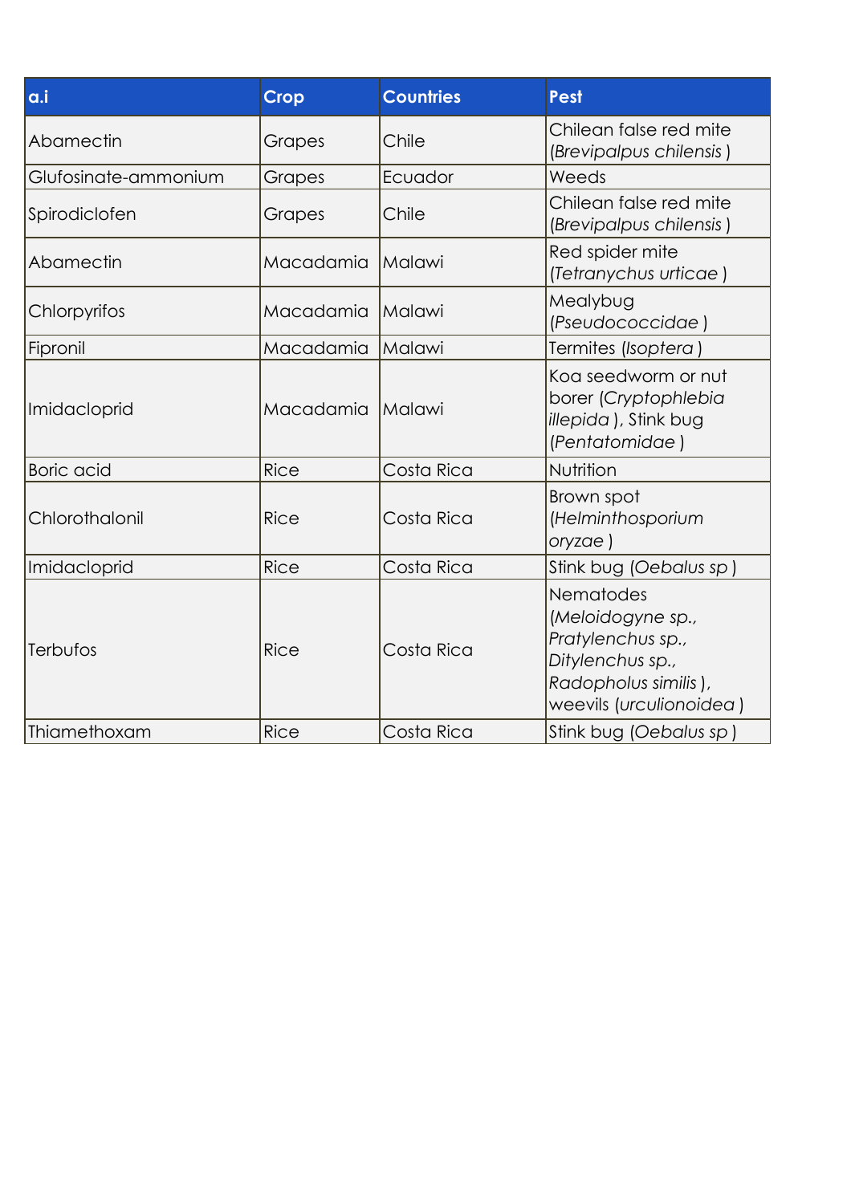| a.i | Crop | Countries | Pest |
|---|---|---|---|
| Abamectin | Grapes | Chile | Chilean false red mite (*Brevipalpus chilensis* ) |
| Glufosinate-ammonium | Grapes | Ecuador | Weeds |
| Spirodiclofen | Grapes | Chile | Chilean false red mite (*Brevipalpus chilensis* ) |
| Abamectin | Macadamia | Malawi | Red spider mite (*Tetranychus urticae* ) |
| Chlorpyrifos | Macadamia | Malawi | Mealybug (*Pseudococcidae* ) |
| Fipronil | Macadamia | Malawi | Termites (*Isoptera* ) |
| Imidacloprid | Macadamia | Malawi | Koa seedworm or nut borer (*Cryptophlebia illepida* ), Stink bug (*Pentatomidae* ) |
| Boric acid | Rice | Costa Rica | Nutrition |
| Chlorothalonil | Rice | Costa Rica | Brown spot (*Helminthosporium oryzae* ) |
| Imidacloprid | Rice | Costa Rica | Stink bug (*Oebalus sp* ) |
| Terbufos | Rice | Costa Rica | Nematodes (*Meloidogyne sp., Pratylenchus sp., Ditylenchus sp., Radopholus similis* ), weevils (*urculionoidea* ) |
| Thiamethoxam | Rice | Costa Rica | Stink bug (*Oebalus sp* ) |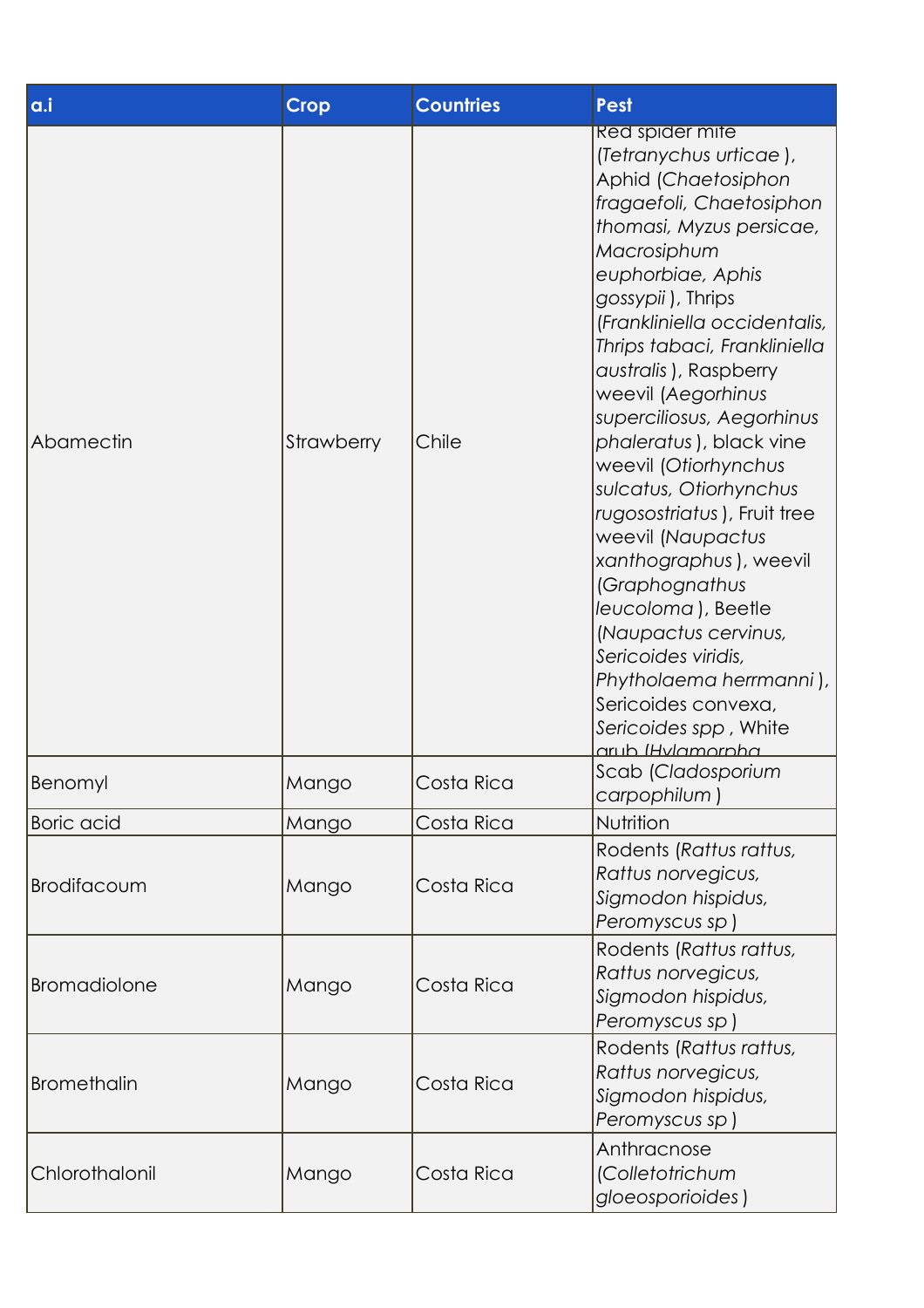| a.i | Crop | Countries | Pest |
|---|---|---|---|
| Abamectin | Strawberry | Chile | Red spider mite (*Tetranychus urticae* ), Aphid (*Chaetosiphon fragaefoli, Chaetosiphon thomasi, Myzus persicae, Macrosiphum euphorbiae, Aphis gossypii* ), Thrips (*Frankliniella occidentalis, Thrips tabaci, Frankliniella australis* ), Raspberry weevil (*Aegorhinus superciliosus, Aegorhinus phaleratus* ), black vine weevil (*Otiorhynchus sulcatus, Otiorhynchus rugosostriatus* ), Fruit tree weevil (*Naupactus xanthographus* ), weevil (*Graphognathus leucoloma* ), Beetle (*Naupactus cervinus, Sericoides viridis, Phytholaema herrmanni* ), Sericoides convexa, *Sericoides spp* , White grub (*Hylamorpha* |
| Benomyl | Mango | Costa Rica | Scab (*Cladosporium carpophilum* ) |
| Boric acid | Mango | Costa Rica | Nutrition |
| Brodifacoum | Mango | Costa Rica | Rodents (*Rattus rattus, Rattus norvegicus, Sigmodon hispidus, Peromyscus sp* ) |
| Bromadiolone | Mango | Costa Rica | Rodents (*Rattus rattus, Rattus norvegicus, Sigmodon hispidus, Peromyscus sp* ) |
| Bromethalin | Mango | Costa Rica | Rodents (*Rattus rattus, Rattus norvegicus, Sigmodon hispidus, Peromyscus sp* ) |
| Chlorothalonil | Mango | Costa Rica | Anthracnose (*Colletotrichum gloeosporioides* ) |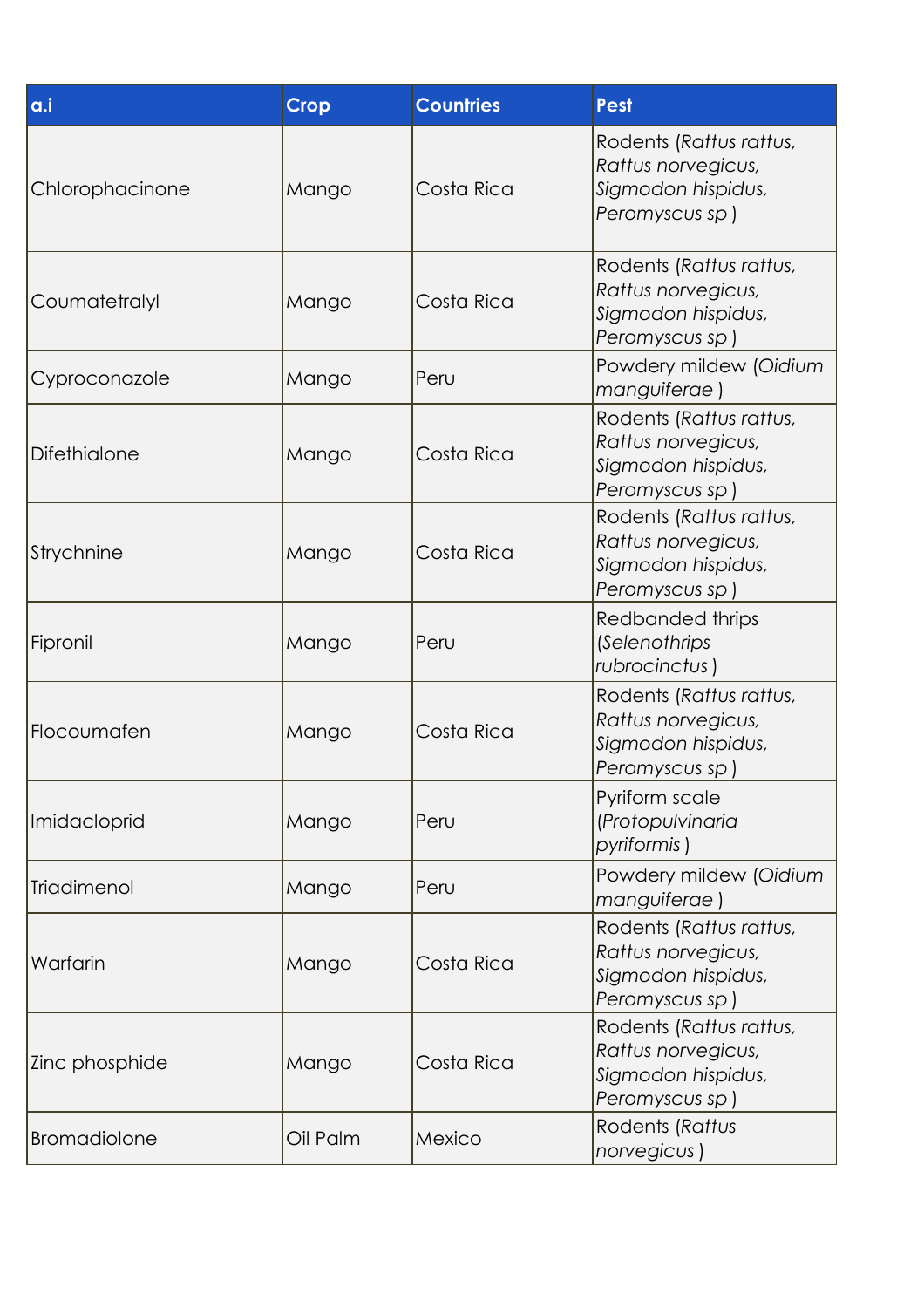| a.i | Crop | Countries | Pest |
| --- | --- | --- | --- |
| Chlorophacinone | Mango | Costa Rica | Rodents (*Rattus rattus, Rattus norvegicus, Sigmodon hispidus, Peromyscus sp* ) |
| Coumatetralyl | Mango | Costa Rica | Rodents (*Rattus rattus, Rattus norvegicus, Sigmodon hispidus, Peromyscus sp* ) |
| Cyproconazole | Mango | Peru | Powdery mildew (*Oidium manguiferae* ) |
| Difethialone | Mango | Costa Rica | Rodents (*Rattus rattus, Rattus norvegicus, Sigmodon hispidus, Peromyscus sp* ) |
| Strychnine | Mango | Costa Rica | Rodents (*Rattus rattus, Rattus norvegicus, Sigmodon hispidus, Peromyscus sp* ) |
| Fipronil | Mango | Peru | Redbanded thrips (*Selenothrips rubrocinctus* ) |
| Flocoumafen | Mango | Costa Rica | Rodents (*Rattus rattus, Rattus norvegicus, Sigmodon hispidus, Peromyscus sp* ) |
| Imidacloprid | Mango | Peru | Pyriform scale (*Protopulvinaria pyriformis* ) |
| Triadimenol | Mango | Peru | Powdery mildew (*Oidium manguiferae* ) |
| Warfarin | Mango | Costa Rica | Rodents (*Rattus rattus, Rattus norvegicus, Sigmodon hispidus, Peromyscus sp* ) |
| Zinc phosphide | Mango | Costa Rica | Rodents (*Rattus rattus, Rattus norvegicus, Sigmodon hispidus, Peromyscus sp* ) |
| Bromadiolone | Oil Palm | Mexico | Rodents (*Rattus norvegicus* ) |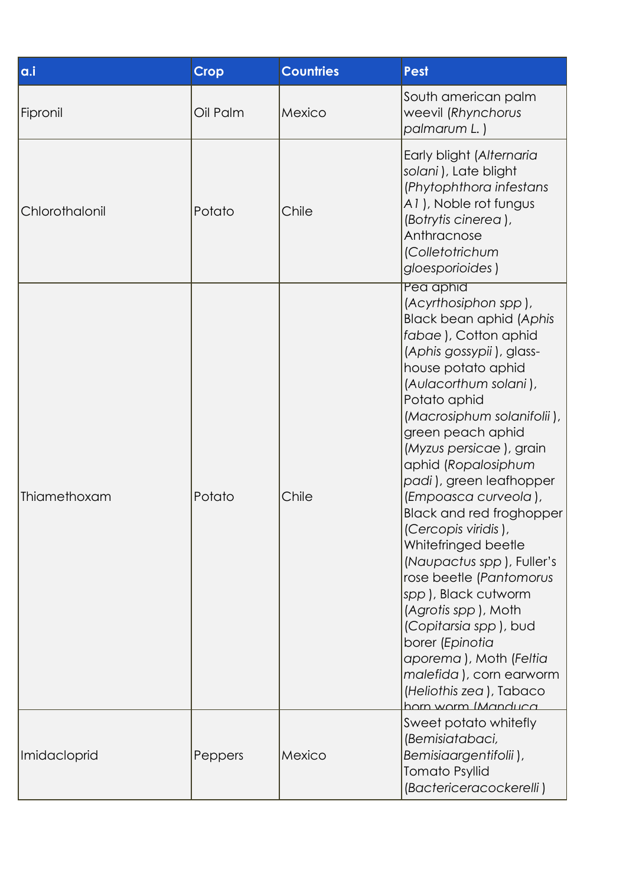| a.i | Crop | Countries | Pest |
|---|---|---|---|
| Fipronil | Oil Palm | Mexico | South american palm weevil (*Rhynchorus palmarum L.* ) |
| Chlorothalonil | Potato | Chile | Early blight (*Alternaria solani* ), Late blight (*Phytophthora infestans A1* ), Noble rot fungus (*Botrytis cinerea* ), Anthracnose (*Colletotrichum gloesporioides* ) |
| Thiamethoxam | Potato | Chile | Pea aphid (*Acyrthosiphon spp* ), Black bean aphid (*Aphis fabae* ), Cotton aphid (*Aphis gossypii* ), glass-house potato aphid (*Aulacorthum solani* ), Potato aphid (*Macrosiphum solanifolii* ), green peach aphid (*Myzus persicae* ), grain aphid (*Ropalosiphum padi* ), green leafhopper (*Empoasca curveola* ), Black and red froghopper (*Cercopis viridis* ), Whitefringed beetle (*Naupactus spp* ), Fuller's rose beetle (*Pantomorus spp* ), Black cutworm (*Agrotis spp* ), Moth (*Copitarsia spp* ), bud borer (*Epinotia aporema* ), Moth (*Feltia malefida* ), corn earworm (*Heliothis zea* ), Tabaco horn worm (*Manduca* |
| Imidacloprid | Peppers | Mexico | Sweet potato whitefly (*Bemisiatabaci, Bemisiaargentifolii* ), Tomato Psyllid (*Bactericeracockerelli* ) |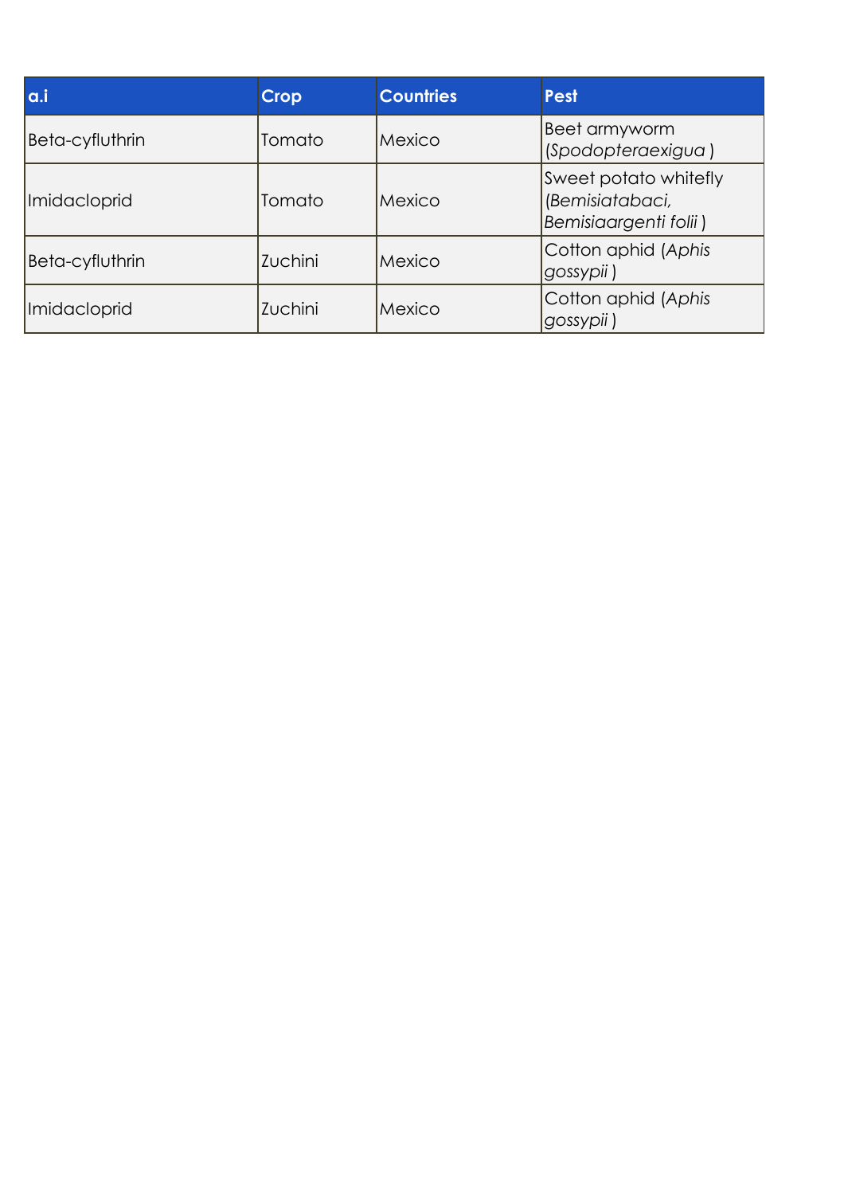| a.i | Crop | Countries | Pest |
| --- | --- | --- | --- |
| Beta-cyfluthrin | Tomato | Mexico | Beet armyworm (*Spodopteraexigua* ) |
| Imidacloprid | Tomato | Mexico | Sweet potato whitefly (*Bemisiatabaci, Bemisiaargenti folii* ) |
| Beta-cyfluthrin | Zuchini | Mexico | Cotton aphid (*Aphis gossypii* ) |
| Imidacloprid | Zuchini | Mexico | Cotton aphid (*Aphis gossypii* ) |